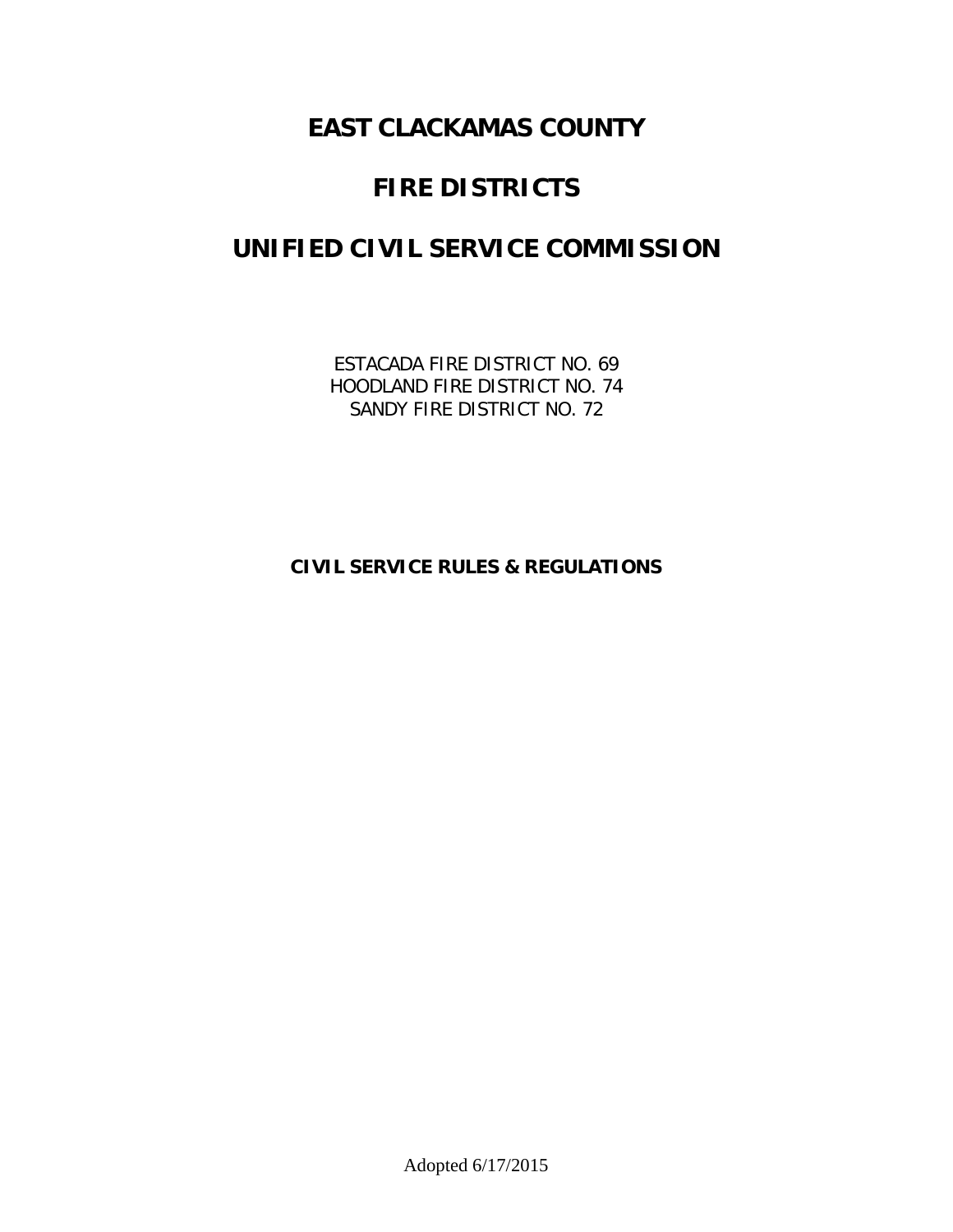# EAST CLACKAMAS COUNTY

# FIRE DISTRICTS

# UNIFIED CIVIL SERVICE COMMISSION

ESTACADA FIRE DISTRICT NO. 69
HOODLAND FIRE DISTRICT NO. 74
SANDY FIRE DISTRICT NO. 72

**CIVIL SERVICE RULES & REGULATIONS**

Adopted 6/17/2015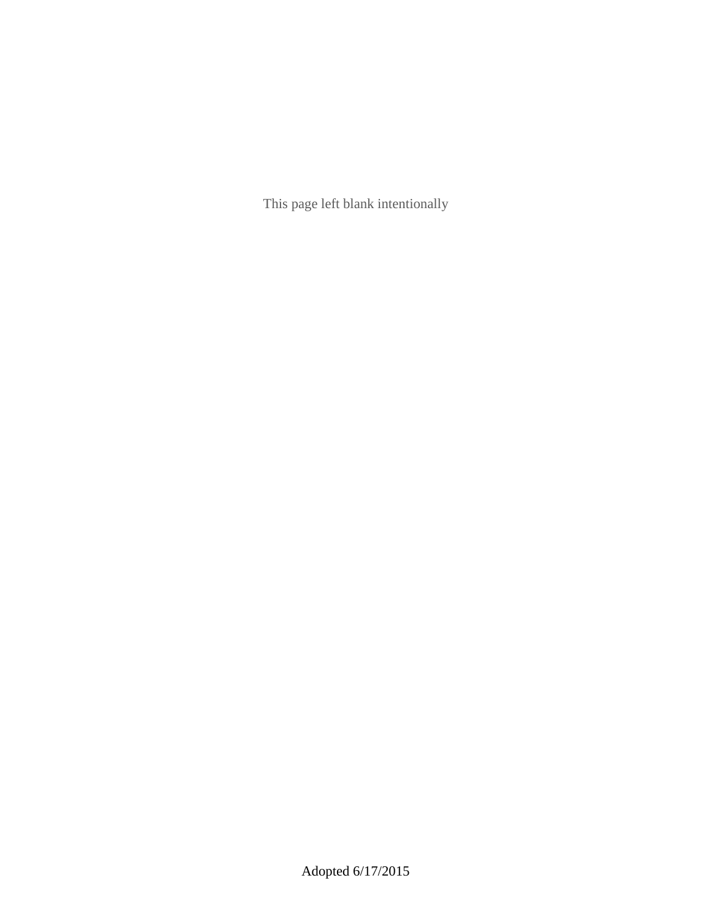This page left blank intentionally

Adopted 6/17/2015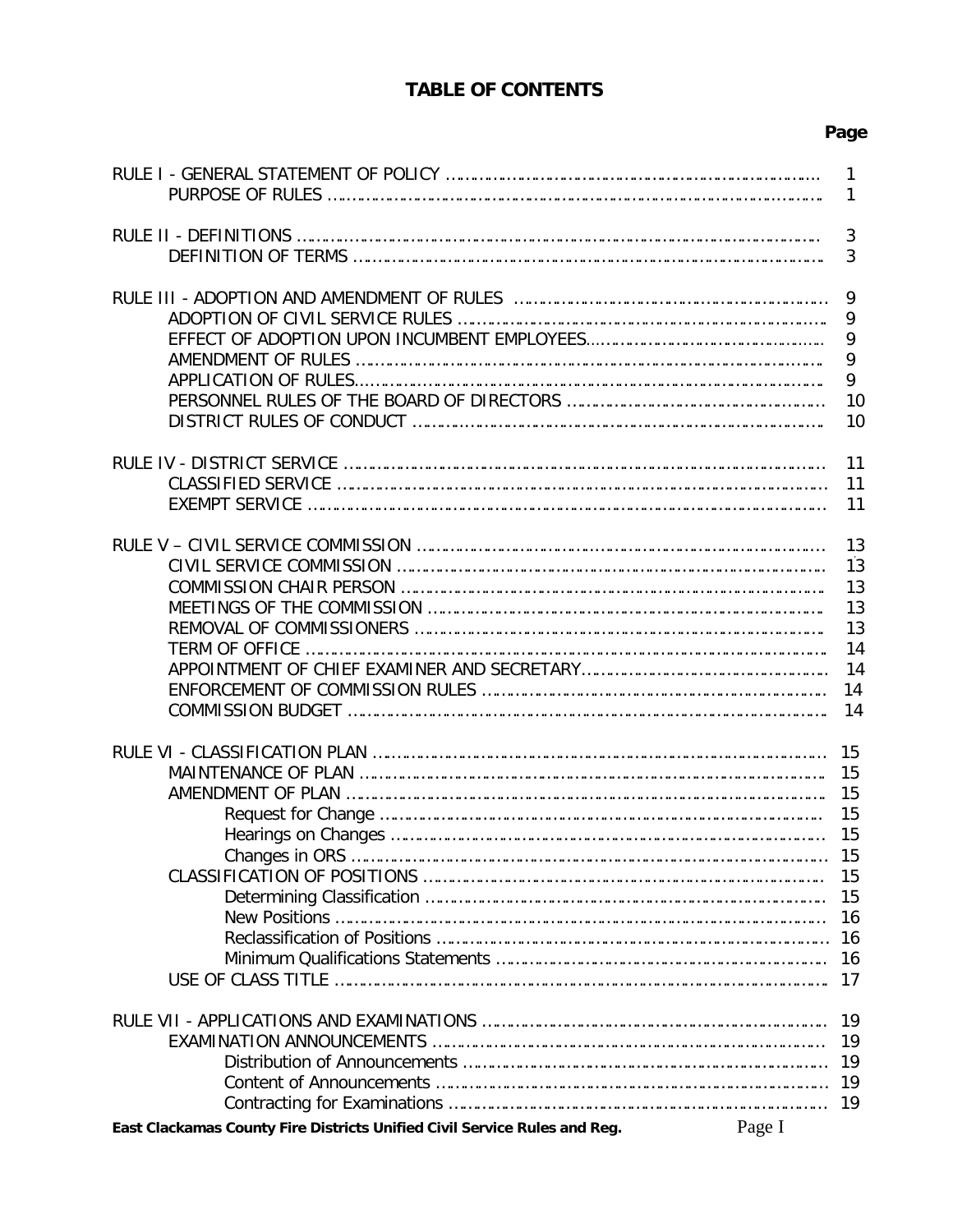# TABLE OF CONTENTS

| | Page |
|---|---|
| RULE I - GENERAL STATEMENT OF POLICY | 1 |
| PURPOSE OF RULES | 1 |
| | |
| RULE II - DEFINITIONS | 3 |
| DEFINITION OF TERMS | 3 |
| | |
| RULE III - ADOPTION AND AMENDMENT OF RULES | 9 |
| ADOPTION OF CIVIL SERVICE RULES | 9 |
| EFFECT OF ADOPTION UPON INCUMBENT EMPLOYEES | 9 |
| AMENDMENT OF RULES | 9 |
| APPLICATION OF RULES | 9 |
| PERSONNEL RULES OF THE BOARD OF DIRECTORS | 10 |
| DISTRICT RULES OF CONDUCT | 10 |
| | |
| RULE IV - DISTRICT SERVICE | 11 |
| CLASSIFIED SERVICE | 11 |
| EXEMPT SERVICE | 11 |
| | |
| RULE V – CIVIL SERVICE COMMISSION | 13 |
| CIVIL SERVICE COMMISSION | 13 |
| COMMISSION CHAIR PERSON | 13 |
| MEETINGS OF THE COMMISSION | 13 |
| REMOVAL OF COMMISSIONERS | 13 |
| TERM OF OFFICE | 14 |
| APPOINTMENT OF CHIEF EXAMINER AND SECRETARY | 14 |
| ENFORCEMENT OF COMMISSION RULES | 14 |
| COMMISSION BUDGET | 14 |
| | |
| RULE VI - CLASSIFICATION PLAN | 15 |
| MAINTENANCE OF PLAN | 15 |
| AMENDMENT OF PLAN | 15 |
| Request for Change | 15 |
| Hearings on Changes | 15 |
| Changes in ORS | 15 |
| CLASSIFICATION OF POSITIONS | 15 |
| Determining Classification | 15 |
| New Positions | 16 |
| Reclassification of Positions | 16 |
| Minimum Qualifications Statements | 16 |
| USE OF CLASS TITLE | 17 |
| | |
| RULE VII - APPLICATIONS AND EXAMINATIONS | 19 |
| EXAMINATION ANNOUNCEMENTS | 19 |
| Distribution of Announcements | 19 |
| Content of Announcements | 19 |
| Contracting for Examinations | 19 |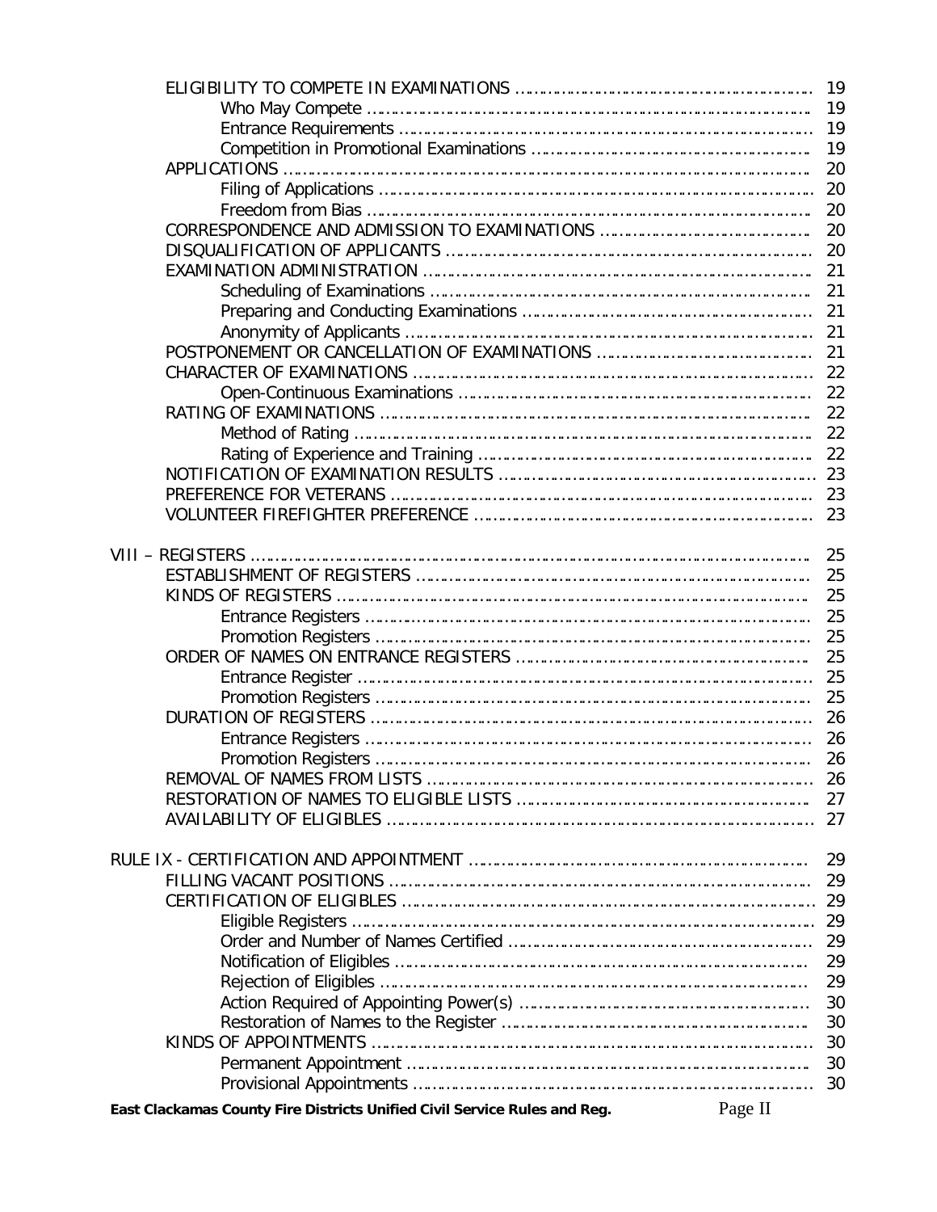| | |
|---|---|
| ELIGIBILITY TO COMPETE IN EXAMINATIONS | 19 |
| Who May Compete | 19 |
| Entrance Requirements | 19 |
| Competition in Promotional Examinations | 19 |
| APPLICATIONS | 20 |
| Filing of Applications | 20 |
| Freedom from Bias | 20 |
| CORRESPONDENCE AND ADMISSION TO EXAMINATIONS | 20 |
| DISQUALIFICATION OF APPLICANTS | 20 |
| EXAMINATION ADMINISTRATION | 21 |
| Scheduling of Examinations | 21 |
| Preparing and Conducting Examinations | 21 |
| Anonymity of Applicants | 21 |
| POSTPONEMENT OR CANCELLATION OF EXAMINATIONS | 21 |
| CHARACTER OF EXAMINATIONS | 22 |
| Open-Continuous Examinations | 22 |
| RATING OF EXAMINATIONS | 22 |
| Method of Rating | 22 |
| Rating of Experience and Training | 22 |
| NOTIFICATION OF EXAMINATION RESULTS | 23 |
| PREFERENCE FOR VETERANS | 23 |
| VOLUNTEER FIREFIGHTER PREFERENCE | 23 |
| VIII – REGISTERS | 25 |
| ESTABLISHMENT OF REGISTERS | 25 |
| KINDS OF REGISTERS | 25 |
| Entrance Registers | 25 |
| Promotion Registers | 25 |
| ORDER OF NAMES ON ENTRANCE REGISTERS | 25 |
| Entrance Register | 25 |
| Promotion Registers | 25 |
| DURATION OF REGISTERS | 26 |
| Entrance Registers | 26 |
| Promotion Registers | 26 |
| REMOVAL OF NAMES FROM LISTS | 26 |
| RESTORATION OF NAMES TO ELIGIBLE LISTS | 27 |
| AVAILABILITY OF ELIGIBLES | 27 |
| RULE IX - CERTIFICATION AND APPOINTMENT | 29 |
| FILLING VACANT POSITIONS | 29 |
| CERTIFICATION OF ELIGIBLES | 29 |
| Eligible Registers | 29 |
| Order and Number of Names Certified | 29 |
| Notification of Eligibles | 29 |
| Rejection of Eligibles | 29 |
| Action Required of Appointing Power(s) | 30 |
| Restoration of Names to the Register | 30 |
| KINDS OF APPOINTMENTS | 30 |
| Permanent Appointment | 30 |
| Provisional Appointments | 30 |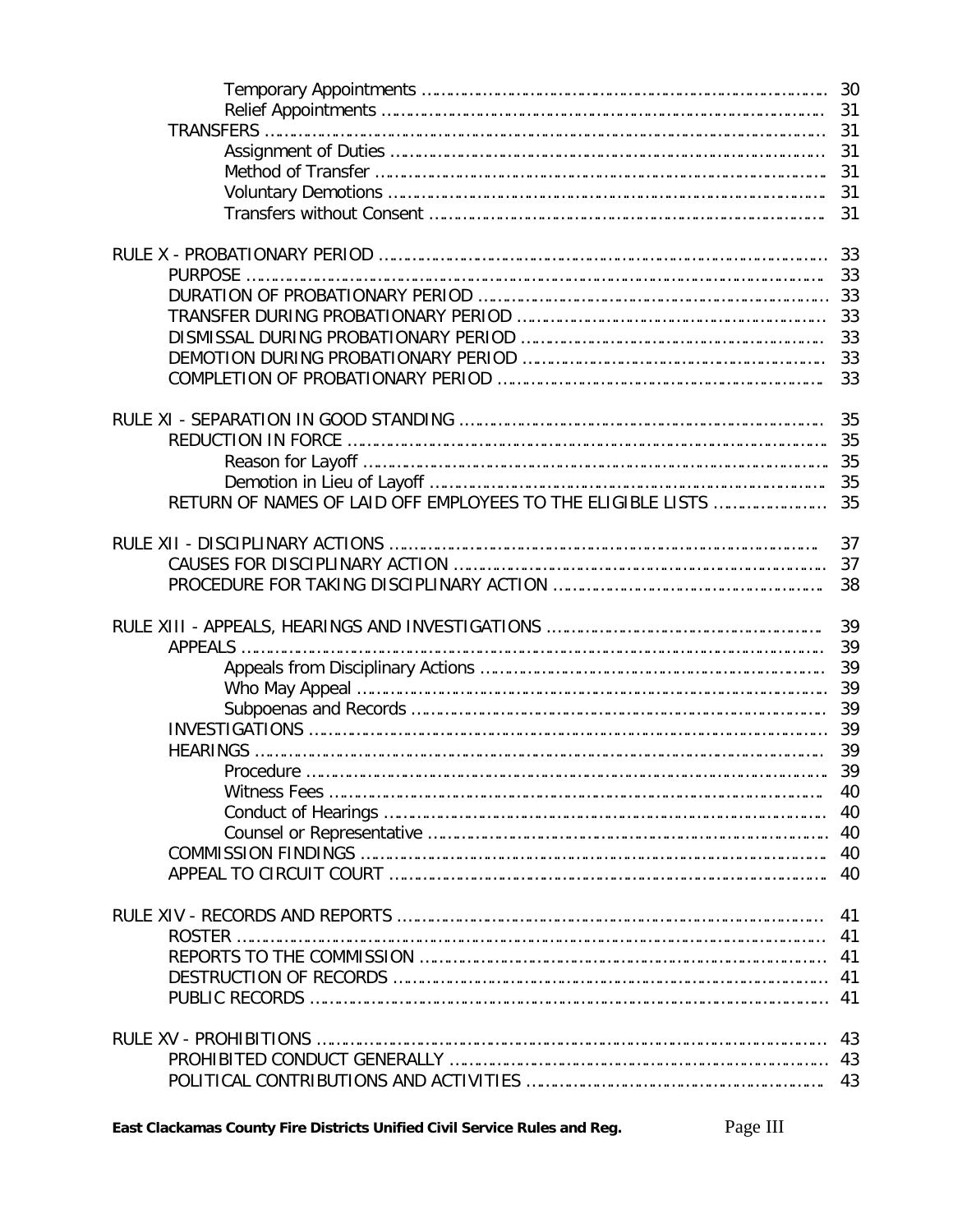Temporary Appointments …………………………………………………………………… 30
Relief Appointments ……………………………………………………………………… 31
TRANSFERS …………………………………………………………………………………… 31
Assignment of Duties …………………………………………………………………… 31
Method of Transfer ……………………………………………………………………… 31
Voluntary Demotions …………………………………………………………………… 31
Transfers without Consent …………………………………………………………… 31

RULE X - PROBATIONARY PERIOD …………………………………………………………… 33
PURPOSE ………………………………………………………………………………………… 33
DURATION OF PROBATIONARY PERIOD …………………………………………………… 33
TRANSFER DURING PROBATIONARY PERIOD ……………………………………………… 33
DISMISSAL DURING PROBATIONARY PERIOD ……………………………………………… 33
DEMOTION DURING PROBATIONARY PERIOD ……………………………………………… 33
COMPLETION OF PROBATIONARY PERIOD ………………………………………………… 33

RULE XI - SEPARATION IN GOOD STANDING ……………………………………………… 35
REDUCTION IN FORCE ……………………………………………………………………… 35
Reason for Layoff ………………………………………………………………………… 35
Demotion in Lieu of Layoff …………………………………………………………… 35
RETURN OF NAMES OF LAID OFF EMPLOYEES TO THE ELIGIBLE LISTS ………………… 35

RULE XII - DISCIPLINARY ACTIONS ………………………………………………………… 37
CAUSES FOR DISCIPLINARY ACTION ……………………………………………………… 37
PROCEDURE FOR TAKING DISCIPLINARY ACTION ………………………………………… 38

RULE XIII - APPEALS, HEARINGS AND INVESTIGATIONS ………………………………… 39
APPEALS ………………………………………………………………………………………… 39
Appeals from Disciplinary Actions …………………………………………………… 39
Who May Appeal …………………………………………………………………………… 39
Subpoenas and Records ………………………………………………………………… 39
INVESTIGATIONS ……………………………………………………………………………… 39
HEARINGS ……………………………………………………………………………………… 39
Procedure …………………………………………………………………………………… 39
Witness Fees ……………………………………………………………………………… 40
Conduct of Hearings ……………………………………………………………………… 40
Counsel or Representative ……………………………………………………………… 40
COMMISSION FINDINGS ……………………………………………………………………… 40
APPEAL TO CIRCUIT COURT ………………………………………………………………… 40

RULE XIV - RECORDS AND REPORTS ………………………………………………………… 41
ROSTER …………………………………………………………………………………………… 41
REPORTS TO THE COMMISSION …………………………………………………………… 41
DESTRUCTION OF RECORDS ………………………………………………………………… 41
PUBLIC RECORDS ……………………………………………………………………………… 41

RULE XV - PROHIBITIONS …………………………………………………………………… 43
PROHIBITED CONDUCT GENERALLY ………………………………………………………… 43
POLITICAL CONTRIBUTIONS AND ACTIVITIES …………………………………………… 43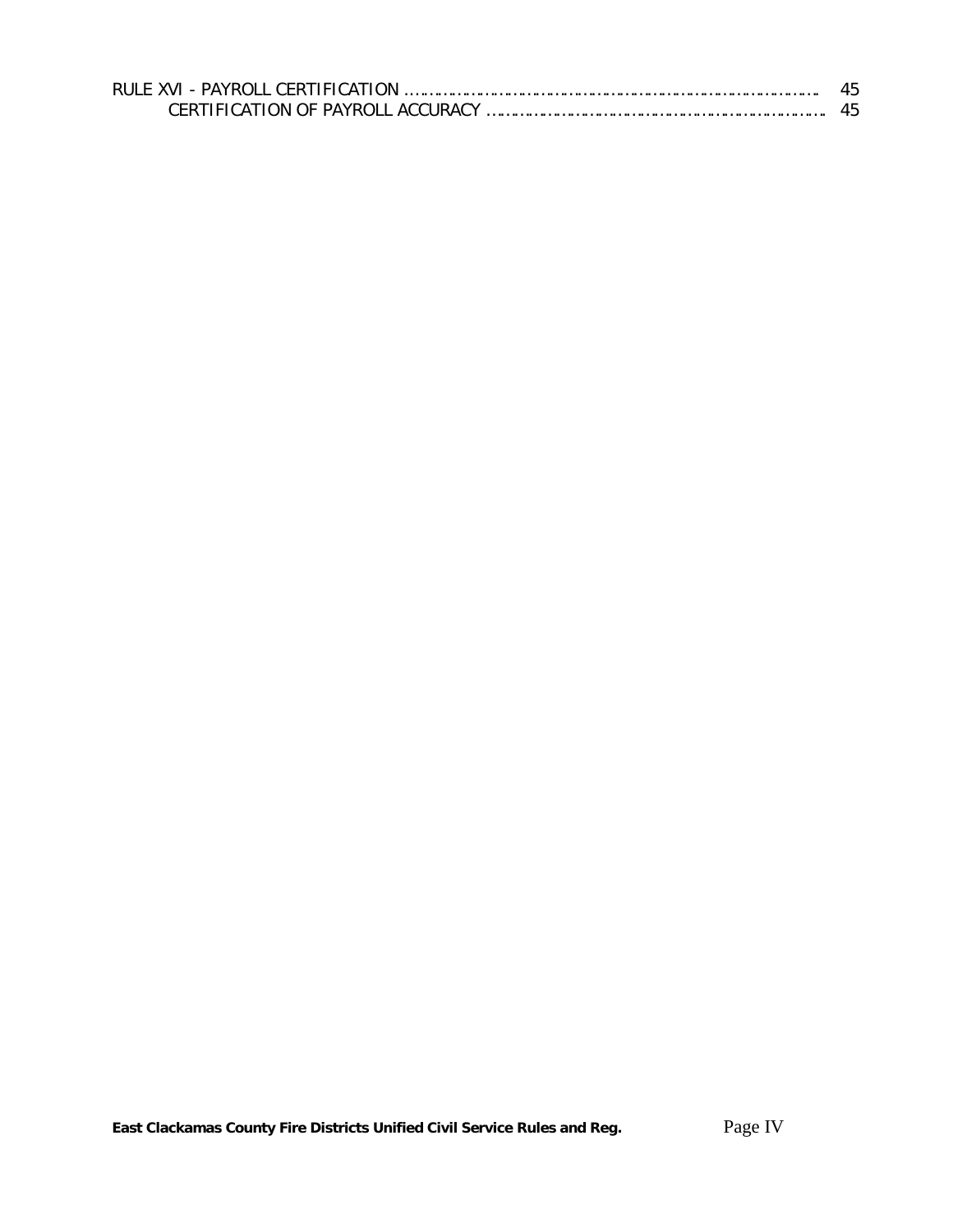RULE XVI - PAYROLL CERTIFICATION ........................................................................................ 45

CERTIFICATION OF PAYROLL ACCURACY ............................................................................ 45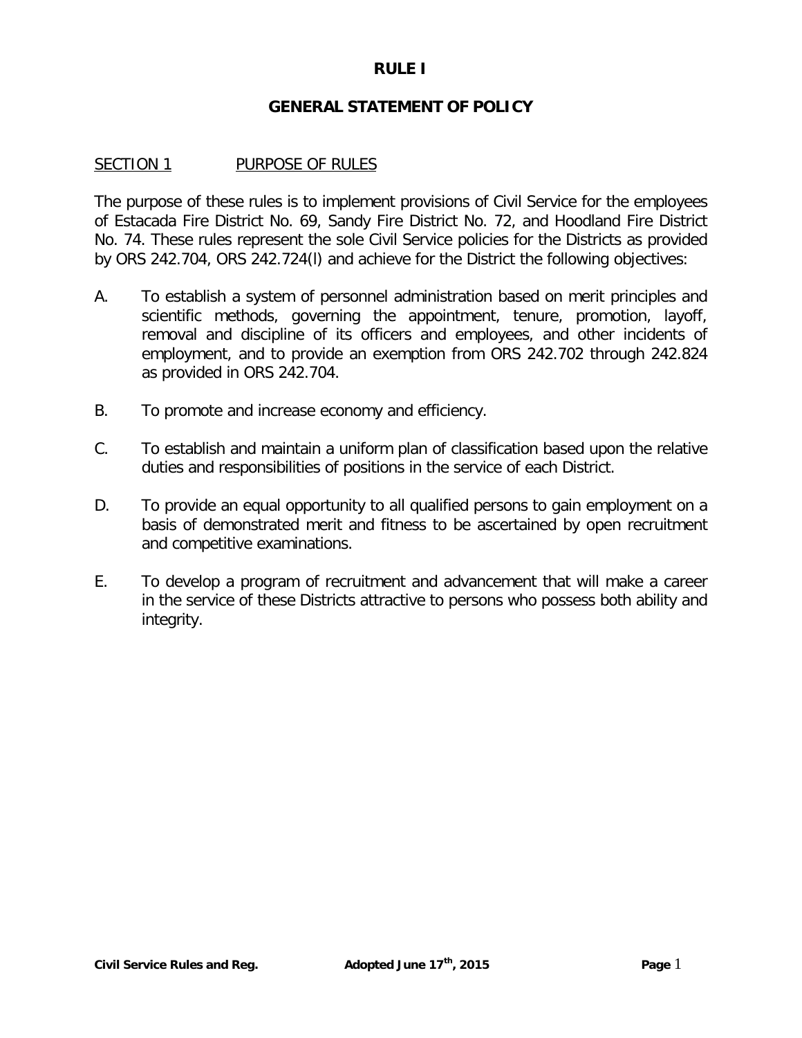# RULE I

## GENERAL STATEMENT OF POLICY

### SECTION 1 PURPOSE OF RULES

The purpose of these rules is to implement provisions of Civil Service for the employees of Estacada Fire District No. 69, Sandy Fire District No. 72, and Hoodland Fire District No. 74. These rules represent the sole Civil Service policies for the Districts as provided by ORS 242.704, ORS 242.724(l) and achieve for the District the following objectives:

A. To establish a system of personnel administration based on merit principles and scientific methods, governing the appointment, tenure, promotion, layoff, removal and discipline of its officers and employees, and other incidents of employment, and to provide an exemption from ORS 242.702 through 242.824 as provided in ORS 242.704.

B. To promote and increase economy and efficiency.

C. To establish and maintain a uniform plan of classification based upon the relative duties and responsibilities of positions in the service of each District.

D. To provide an equal opportunity to all qualified persons to gain employment on a basis of demonstrated merit and fitness to be ascertained by open recruitment and competitive examinations.

E. To develop a program of recruitment and advancement that will make a career in the service of these Districts attractive to persons who possess both ability and integrity.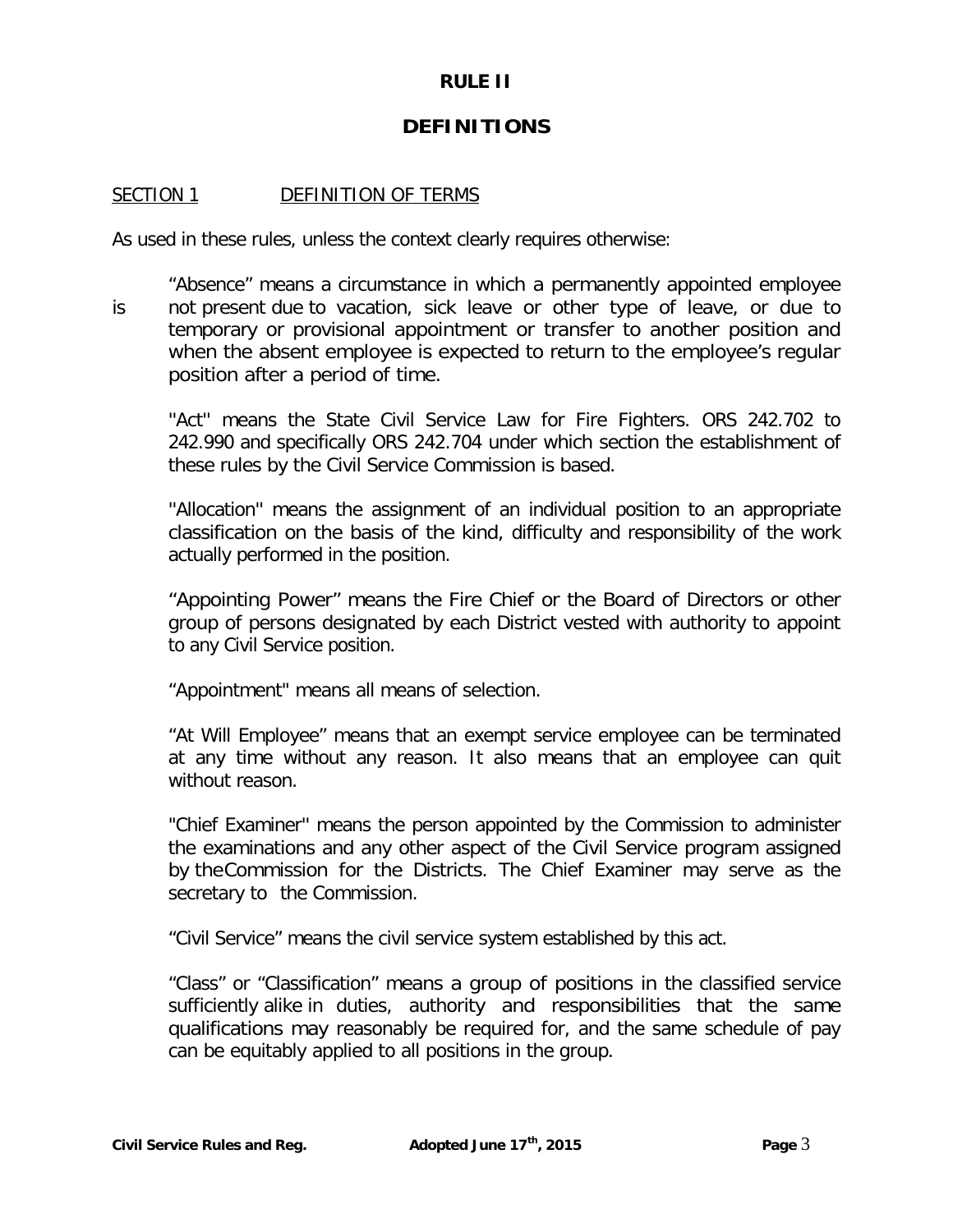# RULE II

# DEFINITIONS

## SECTION 1 DEFINITION OF TERMS

As used in these rules, unless the context clearly requires otherwise:

"Absence" means a circumstance in which a permanently appointed employee is not present due to vacation, sick leave or other type of leave, or due to temporary or provisional appointment or transfer to another position and when the absent employee is expected to return to the employee's regular position after a period of time.

"Act" means the State Civil Service Law for Fire Fighters. ORS 242.702 to 242.990 and specifically ORS 242.704 under which section the establishment of these rules by the Civil Service Commission is based.

"Allocation" means the assignment of an individual position to an appropriate classification on the basis of the kind, difficulty and responsibility of the work actually performed in the position.

"Appointing Power" means the Fire Chief or the Board of Directors or other group of persons designated by each District vested with authority to appoint to any Civil Service position.

"Appointment" means all means of selection.

"At Will Employee" means that an exempt service employee can be terminated at any time without any reason. It also means that an employee can quit without reason.

"Chief Examiner" means the person appointed by the Commission to administer the examinations and any other aspect of the Civil Service program assigned by theCommission for the Districts. The Chief Examiner may serve as the secretary to the Commission.

"Civil Service" means the civil service system established by this act.

"Class" or "Classification" means a group of positions in the classified service sufficiently alike in duties, authority and responsibilities that the same qualifications may reasonably be required for, and the same schedule of pay can be equitably applied to all positions in the group.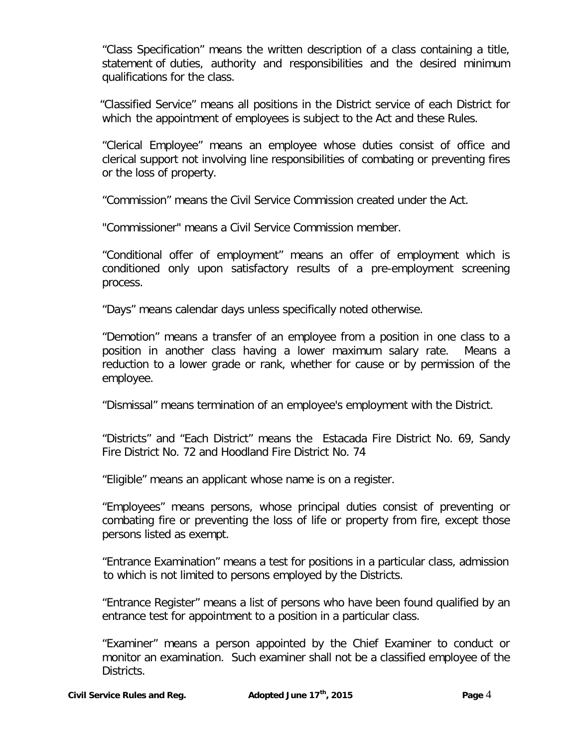"Class Specification" means the written description of a class containing a title, statement of duties, authority and responsibilities and the desired minimum qualifications for the class.

"Classified Service" means all positions in the District service of each District for which the appointment of employees is subject to the Act and these Rules.

"Clerical Employee" means an employee whose duties consist of office and clerical support not involving line responsibilities of combating or preventing fires or the loss of property.

"Commission" means the Civil Service Commission created under the Act.

"Commissioner" means a Civil Service Commission member.

"Conditional offer of employment" means an offer of employment which is conditioned only upon satisfactory results of a pre-employment screening process.

"Days" means calendar days unless specifically noted otherwise.

"Demotion" means a transfer of an employee from a position in one class to a position in another class having a lower maximum salary rate. Means a reduction to a lower grade or rank, whether for cause or by permission of the employee.

"Dismissal" means termination of an employee's employment with the District.

"Districts" and "Each District" means the Estacada Fire District No. 69, Sandy Fire District No. 72 and Hoodland Fire District No. 74

"Eligible" means an applicant whose name is on a register.

"Employees" means persons, whose principal duties consist of preventing or combating fire or preventing the loss of life or property from fire, except those persons listed as exempt.

"Entrance Examination" means a test for positions in a particular class, admission to which is not limited to persons employed by the Districts.

"Entrance Register" means a list of persons who have been found qualified by an entrance test for appointment to a position in a particular class.

"Examiner" means a person appointed by the Chief Examiner to conduct or monitor an examination. Such examiner shall not be a classified employee of the Districts.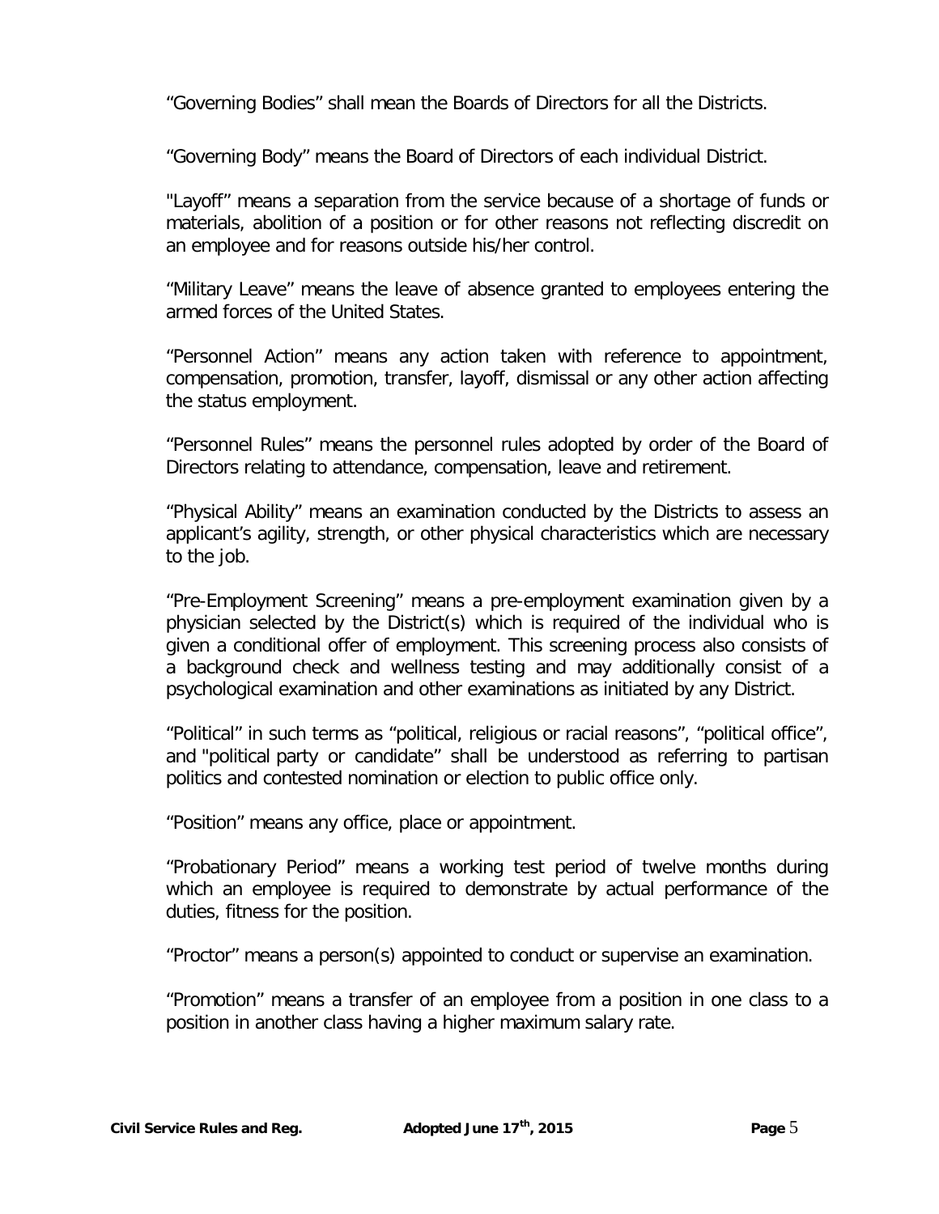“Governing Bodies” shall mean the Boards of Directors for all the Districts.

“Governing Body” means the Board of Directors of each individual District.

"Layoff” means a separation from the service because of a shortage of funds or materials, abolition of a position or for other reasons not reflecting discredit on an employee and for reasons outside his/her control.

“Military Leave” means the leave of absence granted to employees entering the armed forces of the United States.

“Personnel Action” means any action taken with reference to appointment, compensation, promotion, transfer, layoff, dismissal or any other action affecting the status employment.

“Personnel Rules” means the personnel rules adopted by order of the Board of Directors relating to attendance, compensation, leave and retirement.

“Physical Ability” means an examination conducted by the Districts to assess an applicant’s agility, strength, or other physical characteristics which are necessary to the job.

“Pre-Employment Screening” means a pre-employment examination given by a physician selected by the District(s) which is required of the individual who is given a conditional offer of employment. This screening process also consists of a background check and wellness testing and may additionally consist of a psychological examination and other examinations as initiated by any District.

“Political” in such terms as “political, religious or racial reasons”, “political office”, and "political party or candidate” shall be understood as referring to partisan politics and contested nomination or election to public office only.

“Position” means any office, place or appointment.

“Probationary Period” means a working test period of twelve months during which an employee is required to demonstrate by actual performance of the duties, fitness for the position.

“Proctor” means a person(s) appointed to conduct or supervise an examination.

“Promotion” means a transfer of an employee from a position in one class to a position in another class having a higher maximum salary rate.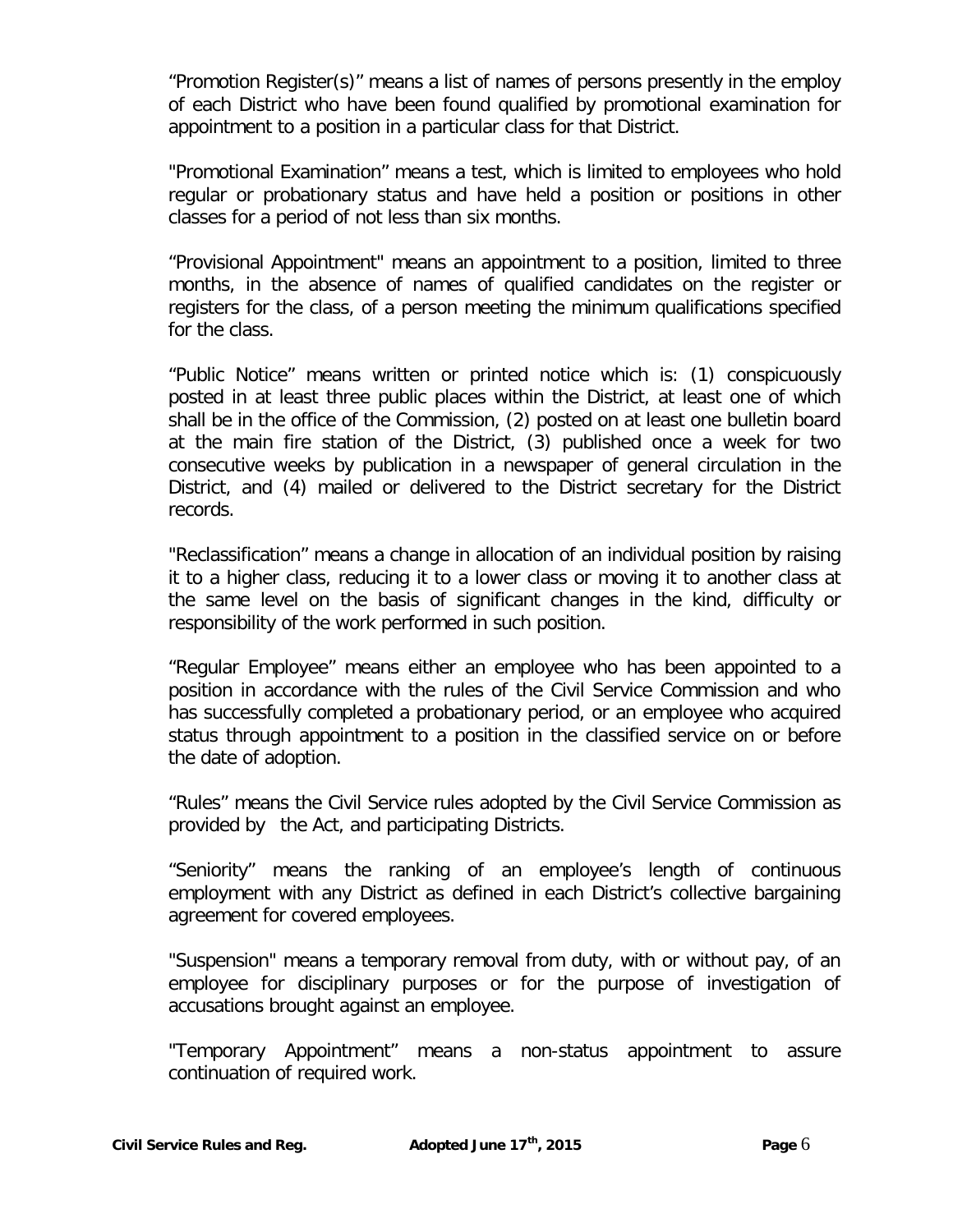"Promotion Register(s)" means a list of names of persons presently in the employ of each District who have been found qualified by promotional examination for appointment to a position in a particular class for that District.

"Promotional Examination" means a test, which is limited to employees who hold regular or probationary status and have held a position or positions in other classes for a period of not less than six months.

"Provisional Appointment" means an appointment to a position, limited to three months, in the absence of names of qualified candidates on the register or registers for the class, of a person meeting the minimum qualifications specified for the class.

"Public Notice" means written or printed notice which is: (1) conspicuously posted in at least three public places within the District, at least one of which shall be in the office of the Commission, (2) posted on at least one bulletin board at the main fire station of the District, (3) published once a week for two consecutive weeks by publication in a newspaper of general circulation in the District, and (4) mailed or delivered to the District secretary for the District records.

"Reclassification" means a change in allocation of an individual position by raising it to a higher class, reducing it to a lower class or moving it to another class at the same level on the basis of significant changes in the kind, difficulty or responsibility of the work performed in such position.

"Regular Employee" means either an employee who has been appointed to a position in accordance with the rules of the Civil Service Commission and who has successfully completed a probationary period, or an employee who acquired status through appointment to a position in the classified service on or before the date of adoption.

"Rules" means the Civil Service rules adopted by the Civil Service Commission as provided by the Act, and participating Districts.

"Seniority" means the ranking of an employee's length of continuous employment with any District as defined in each District's collective bargaining agreement for covered employees.

"Suspension" means a temporary removal from duty, with or without pay, of an employee for disciplinary purposes or for the purpose of investigation of accusations brought against an employee.

"Temporary Appointment" means a non-status appointment to assure continuation of required work.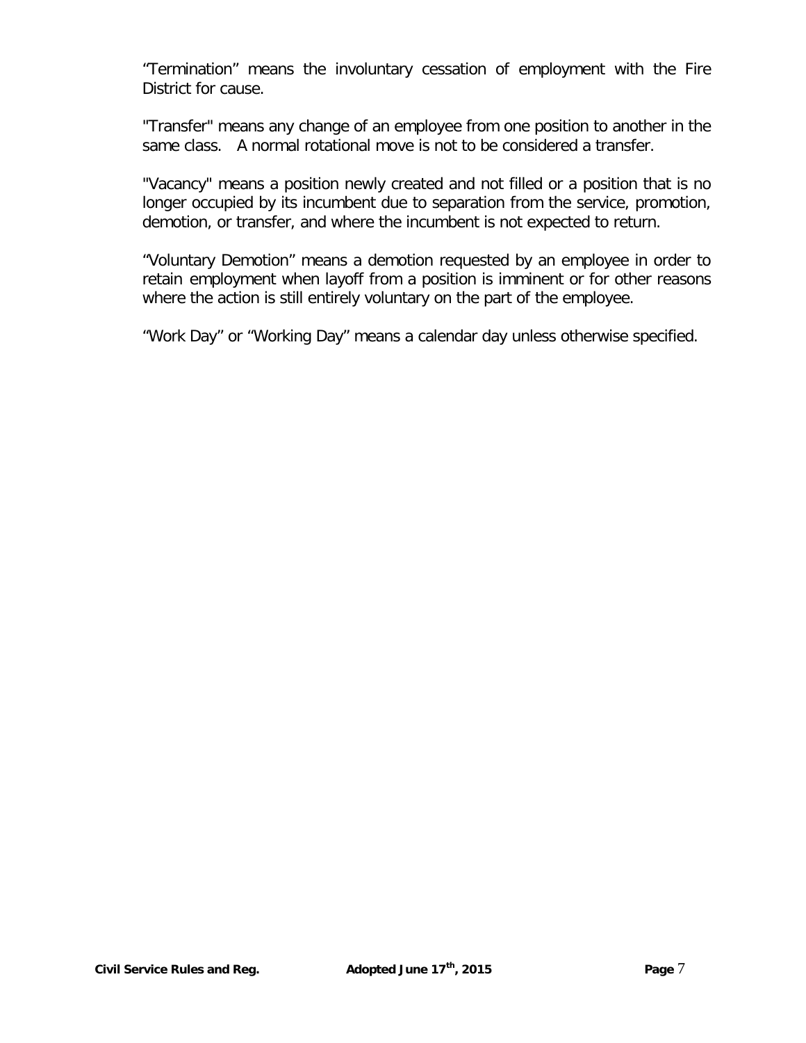“Termination” means the involuntary cessation of employment with the Fire District for cause.

"Transfer" means any change of an employee from one position to another in the same class. A normal rotational move is not to be considered a transfer.

"Vacancy" means a position newly created and not filled or a position that is no longer occupied by its incumbent due to separation from the service, promotion, demotion, or transfer, and where the incumbent is not expected to return.

“Voluntary Demotion” means a demotion requested by an employee in order to retain employment when layoff from a position is imminent or for other reasons where the action is still entirely voluntary on the part of the employee.

“Work Day” or “Working Day” means a calendar day unless otherwise specified.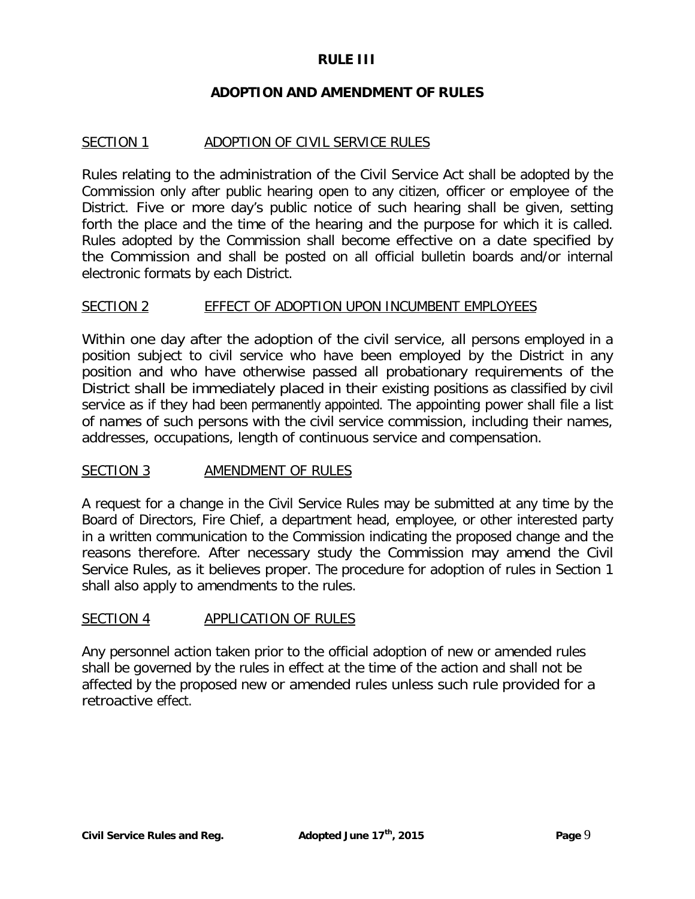# RULE III

## ADOPTION AND AMENDMENT OF RULES

### SECTION 1 ADOPTION OF CIVIL SERVICE RULES

Rules relating to the administration of the Civil Service Act shall be adopted by the Commission only after public hearing open to any citizen, officer or employee of the District. Five or more day's public notice of such hearing shall be given, setting forth the place and the time of the hearing and the purpose for which it is called. Rules adopted by the Commission shall become effective on a date specified by the Commission and shall be posted on all official bulletin boards and/or internal electronic formats by each District.

### SECTION 2 EFFECT OF ADOPTION UPON INCUMBENT EMPLOYEES

Within one day after the adoption of the civil service, all persons employed in a position subject to civil service who have been employed by the District in any position and who have otherwise passed all probationary requirements of the District shall be immediately placed in their existing positions as classified by civil service as if they had been permanently appointed. The appointing power shall file a list of names of such persons with the civil service commission, including their names, addresses, occupations, length of continuous service and compensation.

### SECTION 3 AMENDMENT OF RULES

A request for a change in the Civil Service Rules may be submitted at any time by the Board of Directors, Fire Chief, a department head, employee, or other interested party in a written communication to the Commission indicating the proposed change and the reasons therefore. After necessary study the Commission may amend the Civil Service Rules, as it believes proper. The procedure for adoption of rules in Section 1 shall also apply to amendments to the rules.

### SECTION 4 APPLICATION OF RULES

Any personnel action taken prior to the official adoption of new or amended rules shall be governed by the rules in effect at the time of the action and shall not be affected by the proposed new or amended rules unless such rule provided for a retroactive effect.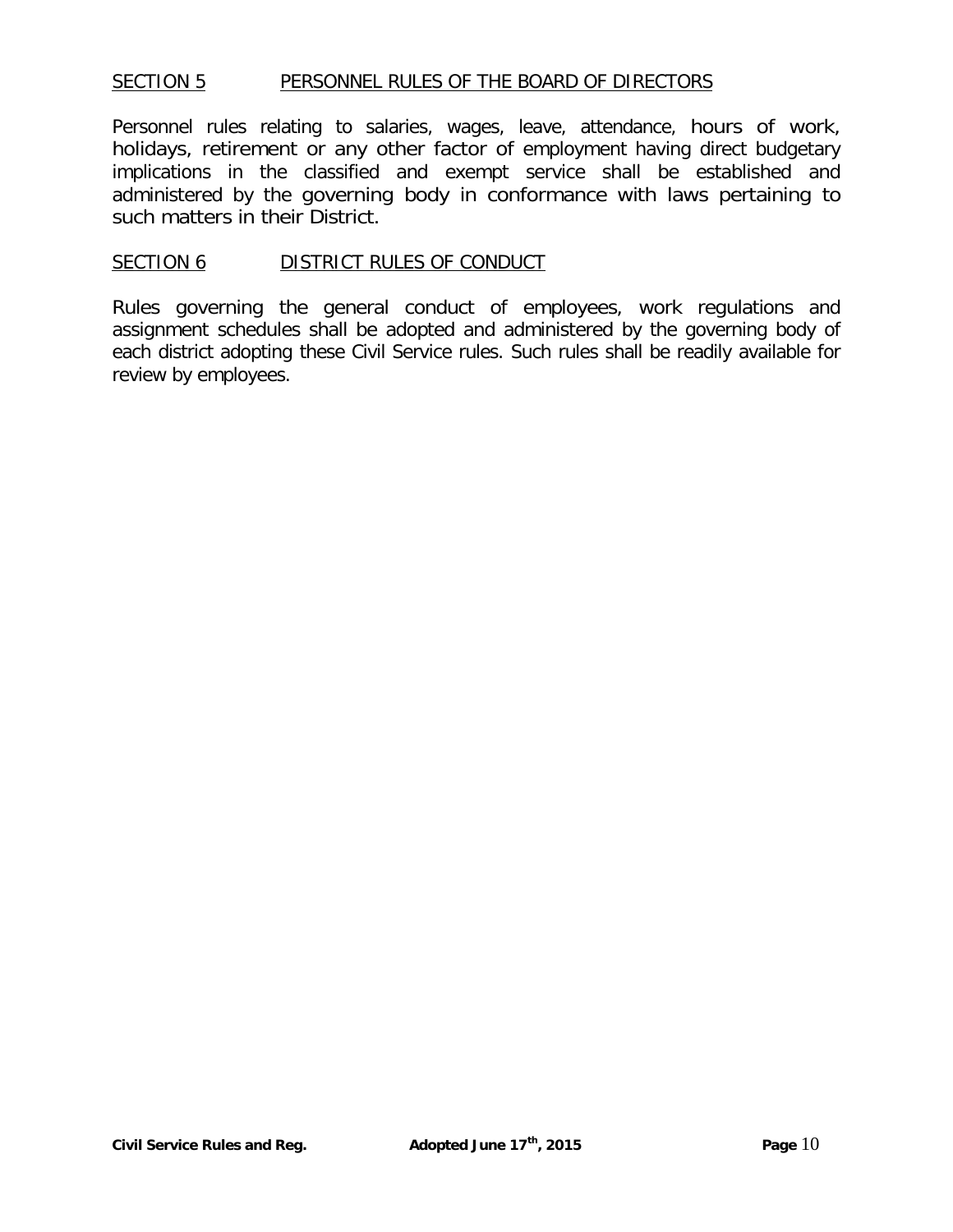## SECTION 5 PERSONNEL RULES OF THE BOARD OF DIRECTORS

Personnel rules relating to salaries, wages, leave, attendance, hours of work, holidays, retirement or any other factor of employment having direct budgetary implications in the classified and exempt service shall be established and administered by the governing body in conformance with laws pertaining to such matters in their District.

## SECTION 6 DISTRICT RULES OF CONDUCT

Rules governing the general conduct of employees, work regulations and assignment schedules shall be adopted and administered by the governing body of each district adopting these Civil Service rules. Such rules shall be readily available for review by employees.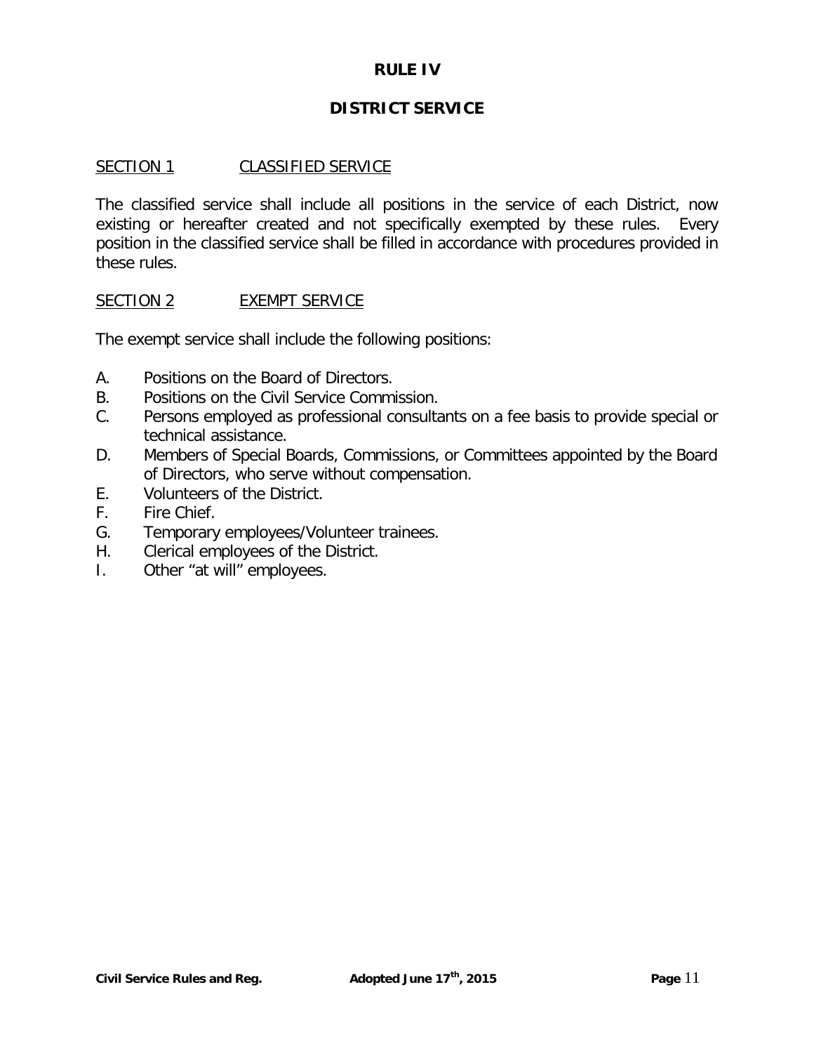# RULE IV

## DISTRICT SERVICE

### SECTION 1 CLASSIFIED SERVICE

The classified service shall include all positions in the service of each District, now existing or hereafter created and not specifically exempted by these rules. Every position in the classified service shall be filled in accordance with procedures provided in these rules.

### SECTION 2 EXEMPT SERVICE

The exempt service shall include the following positions:

A. Positions on the Board of Directors.
B. Positions on the Civil Service Commission.
C. Persons employed as professional consultants on a fee basis to provide special or technical assistance.
D. Members of Special Boards, Commissions, or Committees appointed by the Board of Directors, who serve without compensation.
E. Volunteers of the District.
F. Fire Chief.
G. Temporary employees/Volunteer trainees.
H. Clerical employees of the District.
I. Other "at will" employees.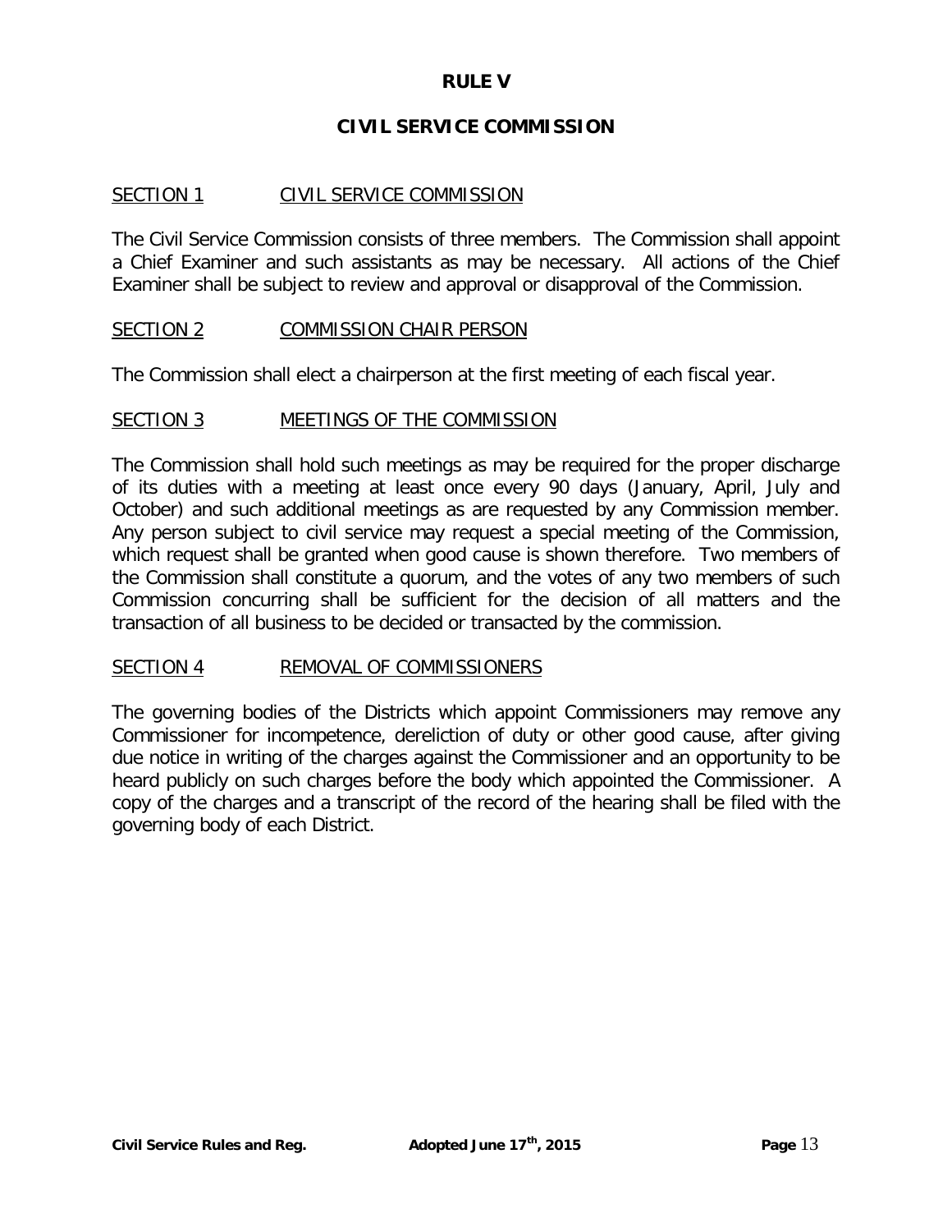# RULE V

## CIVIL SERVICE COMMISSION

### SECTION 1 CIVIL SERVICE COMMISSION

The Civil Service Commission consists of three members. The Commission shall appoint a Chief Examiner and such assistants as may be necessary. All actions of the Chief Examiner shall be subject to review and approval or disapproval of the Commission.

### SECTION 2 COMMISSION CHAIR PERSON

The Commission shall elect a chairperson at the first meeting of each fiscal year.

### SECTION 3 MEETINGS OF THE COMMISSION

The Commission shall hold such meetings as may be required for the proper discharge of its duties with a meeting at least once every 90 days (January, April, July and October) and such additional meetings as are requested by any Commission member. Any person subject to civil service may request a special meeting of the Commission, which request shall be granted when good cause is shown therefore. Two members of the Commission shall constitute a quorum, and the votes of any two members of such Commission concurring shall be sufficient for the decision of all matters and the transaction of all business to be decided or transacted by the commission.

### SECTION 4 REMOVAL OF COMMISSIONERS

The governing bodies of the Districts which appoint Commissioners may remove any Commissioner for incompetence, dereliction of duty or other good cause, after giving due notice in writing of the charges against the Commissioner and an opportunity to be heard publicly on such charges before the body which appointed the Commissioner. A copy of the charges and a transcript of the record of the hearing shall be filed with the governing body of each District.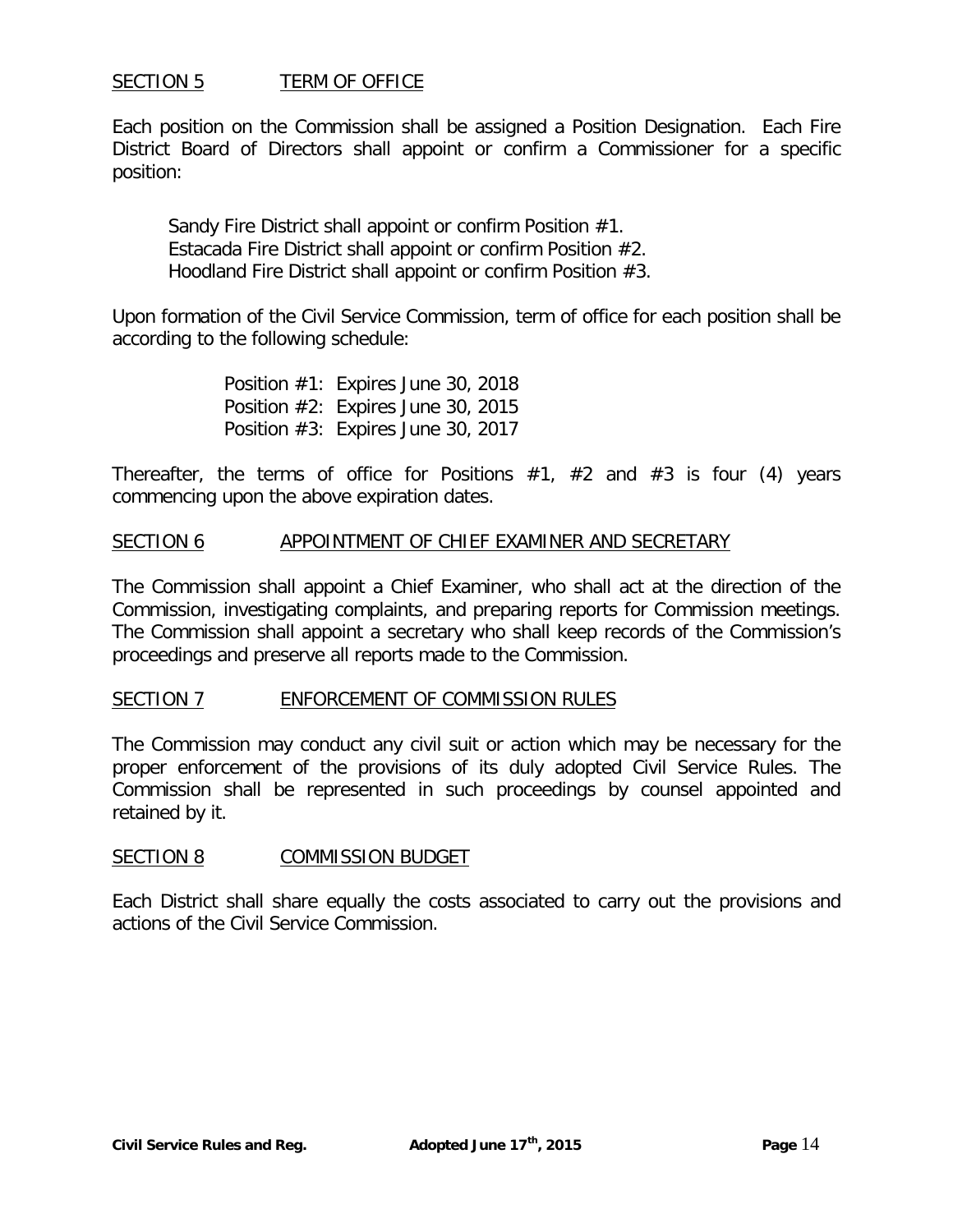## SECTION 5 TERM OF OFFICE

Each position on the Commission shall be assigned a Position Designation. Each Fire District Board of Directors shall appoint or confirm a Commissioner for a specific position:

Sandy Fire District shall appoint or confirm Position #1.
Estacada Fire District shall appoint or confirm Position #2.
Hoodland Fire District shall appoint or confirm Position #3.

Upon formation of the Civil Service Commission, term of office for each position shall be according to the following schedule:

Position #1: Expires June 30, 2018
Position #2: Expires June 30, 2015
Position #3: Expires June 30, 2017

Thereafter, the terms of office for Positions #1, #2 and #3 is four (4) years commencing upon the above expiration dates.

## SECTION 6 APPOINTMENT OF CHIEF EXAMINER AND SECRETARY

The Commission shall appoint a Chief Examiner, who shall act at the direction of the Commission, investigating complaints, and preparing reports for Commission meetings. The Commission shall appoint a secretary who shall keep records of the Commission's proceedings and preserve all reports made to the Commission.

## SECTION 7 ENFORCEMENT OF COMMISSION RULES

The Commission may conduct any civil suit or action which may be necessary for the proper enforcement of the provisions of its duly adopted Civil Service Rules. The Commission shall be represented in such proceedings by counsel appointed and retained by it.

## SECTION 8 COMMISSION BUDGET

Each District shall share equally the costs associated to carry out the provisions and actions of the Civil Service Commission.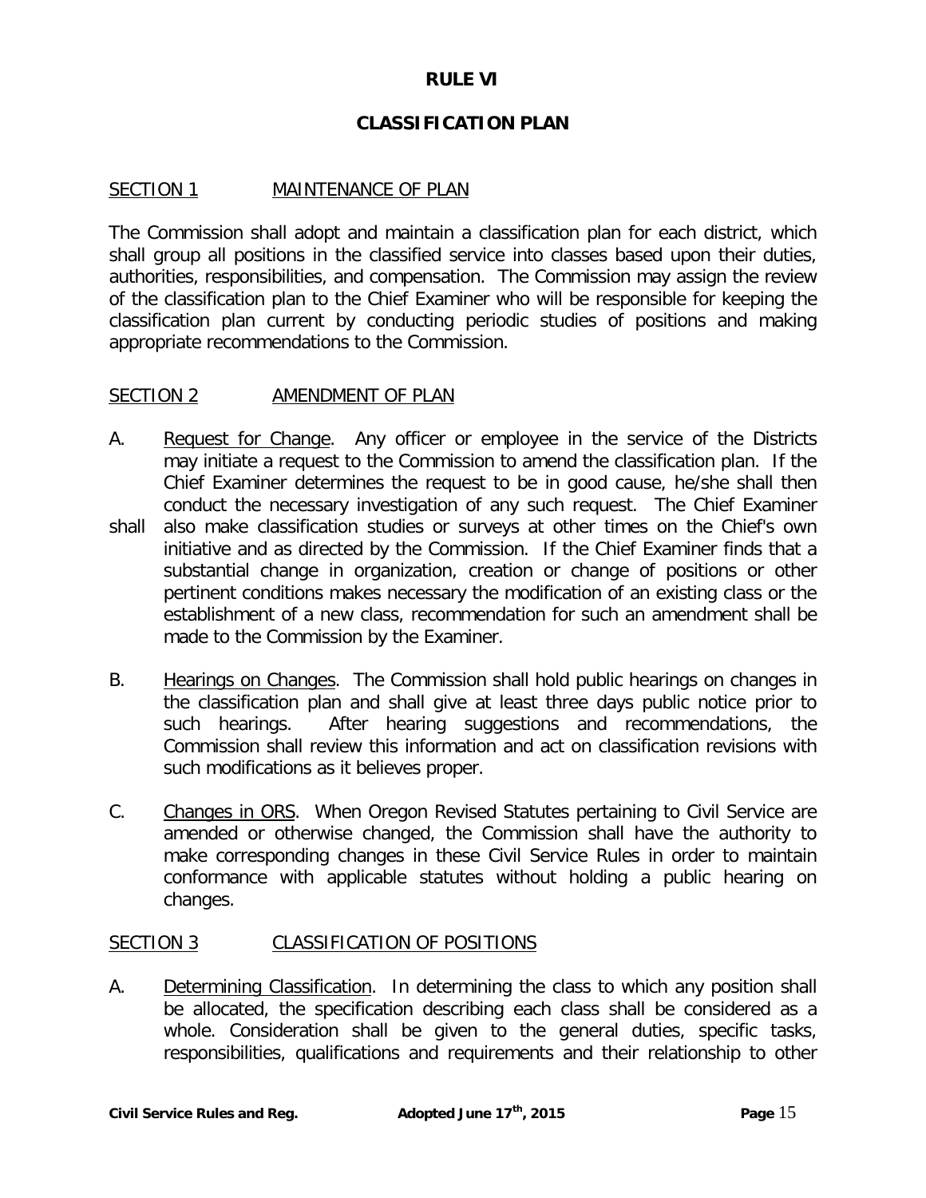# RULE VI

## CLASSIFICATION PLAN

SECTION 1 MAINTENANCE OF PLAN

The Commission shall adopt and maintain a classification plan for each district, which shall group all positions in the classified service into classes based upon their duties, authorities, responsibilities, and compensation. The Commission may assign the review of the classification plan to the Chief Examiner who will be responsible for keeping the classification plan current by conducting periodic studies of positions and making appropriate recommendations to the Commission.

SECTION 2 AMENDMENT OF PLAN

A. Request for Change. Any officer or employee in the service of the Districts may initiate a request to the Commission to amend the classification plan. If the Chief Examiner determines the request to be in good cause, he/she shall then conduct the necessary investigation of any such request. The Chief Examiner shall also make classification studies or surveys at other times on the Chief's own initiative and as directed by the Commission. If the Chief Examiner finds that a substantial change in organization, creation or change of positions or other pertinent conditions makes necessary the modification of an existing class or the establishment of a new class, recommendation for such an amendment shall be made to the Commission by the Examiner.

B. Hearings on Changes. The Commission shall hold public hearings on changes in the classification plan and shall give at least three days public notice prior to such hearings. After hearing suggestions and recommendations, the Commission shall review this information and act on classification revisions with such modifications as it believes proper.

C. Changes in ORS. When Oregon Revised Statutes pertaining to Civil Service are amended or otherwise changed, the Commission shall have the authority to make corresponding changes in these Civil Service Rules in order to maintain conformance with applicable statutes without holding a public hearing on changes.

SECTION 3 CLASSIFICATION OF POSITIONS

A. Determining Classification. In determining the class to which any position shall be allocated, the specification describing each class shall be considered as a whole. Consideration shall be given to the general duties, specific tasks, responsibilities, qualifications and requirements and their relationship to other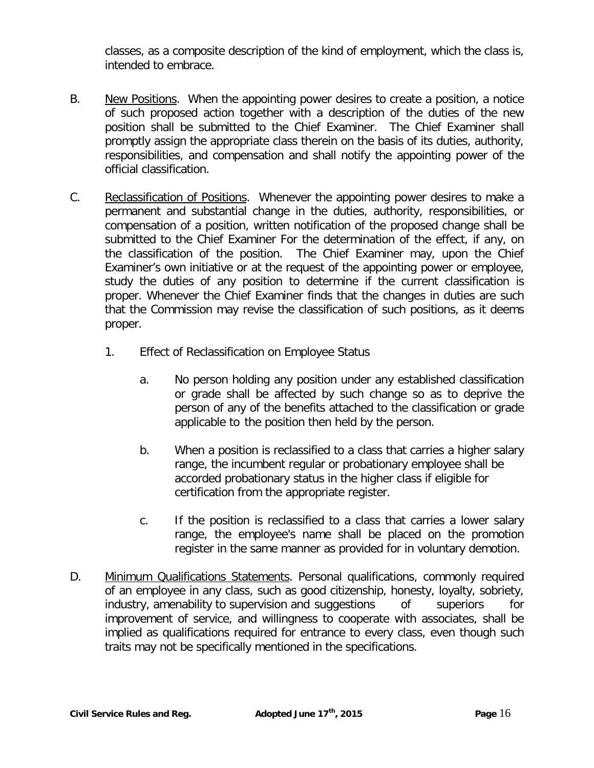classes, as a composite description of the kind of employment, which the class is, intended to embrace.

B. New Positions. When the appointing power desires to create a position, a notice of such proposed action together with a description of the duties of the new position shall be submitted to the Chief Examiner. The Chief Examiner shall promptly assign the appropriate class therein on the basis of its duties, authority, responsibilities, and compensation and shall notify the appointing power of the official classification.

C. Reclassification of Positions. Whenever the appointing power desires to make a permanent and substantial change in the duties, authority, responsibilities, or compensation of a position, written notification of the proposed change shall be submitted to the Chief Examiner For the determination of the effect, if any, on the classification of the position. The Chief Examiner may, upon the Chief Examiner's own initiative or at the request of the appointing power or employee, study the duties of any position to determine if the current classification is proper. Whenever the Chief Examiner finds that the changes in duties are such that the Commission may revise the classification of such positions, as it deems proper.

   1. Effect of Reclassification on Employee Status

      a. No person holding any position under any established classification or grade shall be affected by such change so as to deprive the person of any of the benefits attached to the classification or grade applicable to the position then held by the person.

      b. When a position is reclassified to a class that carries a higher salary range, the incumbent regular or probationary employee shall be accorded probationary status in the higher class if eligible for certification from the appropriate register.

      c. If the position is reclassified to a class that carries a lower salary range, the employee's name shall be placed on the promotion register in the same manner as provided for in voluntary demotion.

D. Minimum Qualifications Statements. Personal qualifications, commonly required of an employee in any class, such as good citizenship, honesty, loyalty, sobriety, industry, amenability to supervision and suggestions of superiors for improvement of service, and willingness to cooperate with associates, shall be implied as qualifications required for entrance to every class, even though such traits may not be specifically mentioned in the specifications.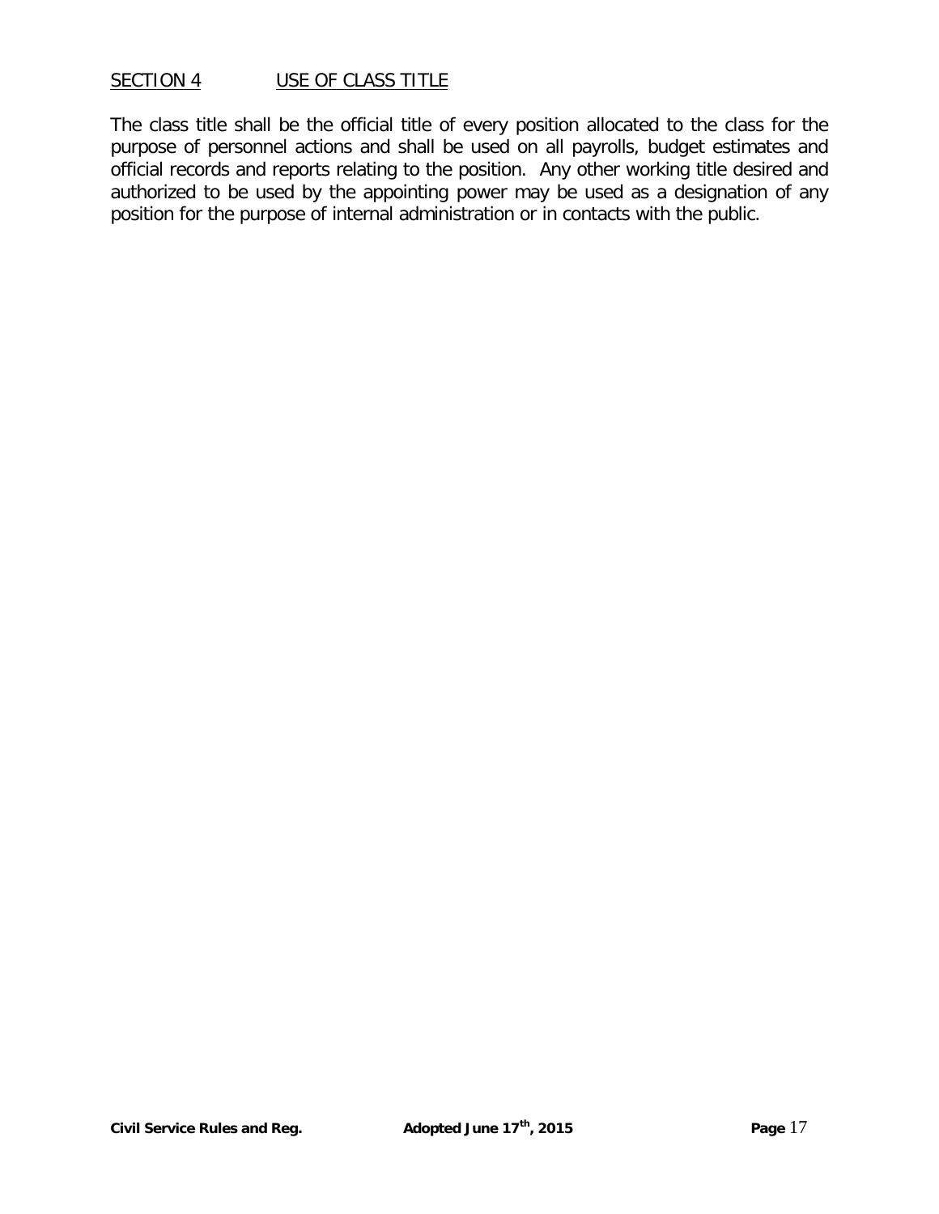## SECTION 4 USE OF CLASS TITLE

The class title shall be the official title of every position allocated to the class for the purpose of personnel actions and shall be used on all payrolls, budget estimates and official records and reports relating to the position. Any other working title desired and authorized to be used by the appointing power may be used as a designation of any position for the purpose of internal administration or in contacts with the public.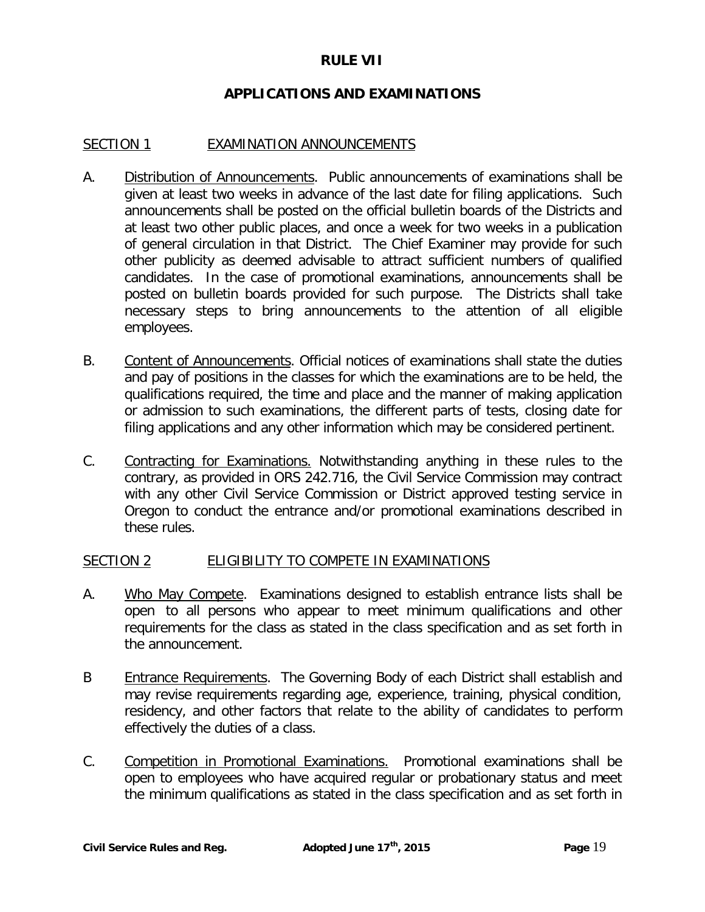# RULE VII

## APPLICATIONS AND EXAMINATIONS

### SECTION 1 EXAMINATION ANNOUNCEMENTS

A. Distribution of Announcements. Public announcements of examinations shall be given at least two weeks in advance of the last date for filing applications. Such announcements shall be posted on the official bulletin boards of the Districts and at least two other public places, and once a week for two weeks in a publication of general circulation in that District. The Chief Examiner may provide for such other publicity as deemed advisable to attract sufficient numbers of qualified candidates. In the case of promotional examinations, announcements shall be posted on bulletin boards provided for such purpose. The Districts shall take necessary steps to bring announcements to the attention of all eligible employees.

B. Content of Announcements. Official notices of examinations shall state the duties and pay of positions in the classes for which the examinations are to be held, the qualifications required, the time and place and the manner of making application or admission to such examinations, the different parts of tests, closing date for filing applications and any other information which may be considered pertinent.

C. Contracting for Examinations. Notwithstanding anything in these rules to the contrary, as provided in ORS 242.716, the Civil Service Commission may contract with any other Civil Service Commission or District approved testing service in Oregon to conduct the entrance and/or promotional examinations described in these rules.

### SECTION 2 ELIGIBILITY TO COMPETE IN EXAMINATIONS

A. Who May Compete. Examinations designed to establish entrance lists shall be open to all persons who appear to meet minimum qualifications and other requirements for the class as stated in the class specification and as set forth in the announcement.

B Entrance Requirements. The Governing Body of each District shall establish and may revise requirements regarding age, experience, training, physical condition, residency, and other factors that relate to the ability of candidates to perform effectively the duties of a class.

C. Competition in Promotional Examinations. Promotional examinations shall be open to employees who have acquired regular or probationary status and meet the minimum qualifications as stated in the class specification and as set forth in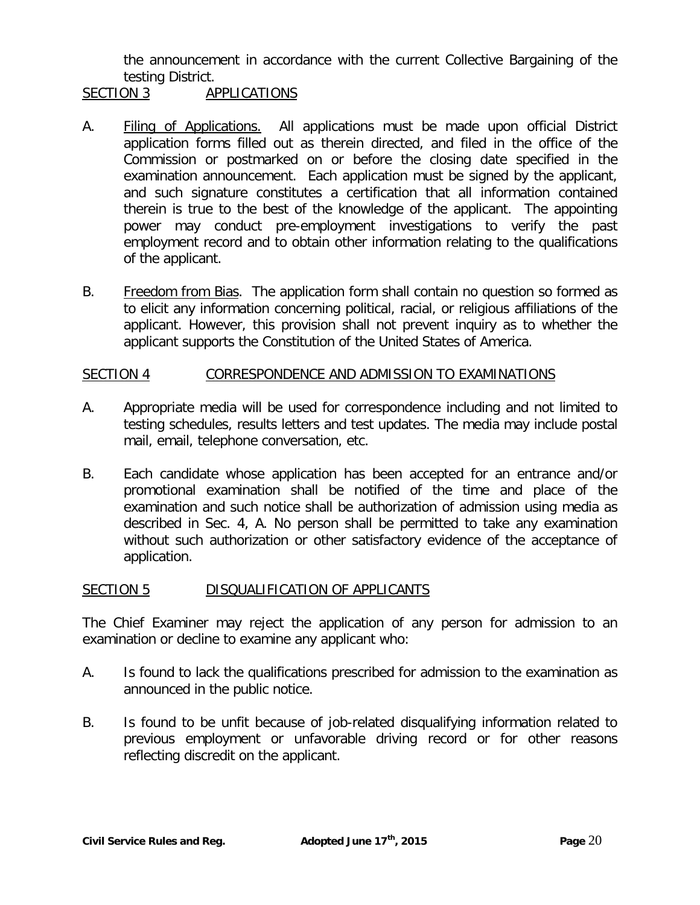the announcement in accordance with the current Collective Bargaining of the testing District.

## SECTION 3 APPLICATIONS

A. Filing of Applications. All applications must be made upon official District application forms filled out as therein directed, and filed in the office of the Commission or postmarked on or before the closing date specified in the examination announcement. Each application must be signed by the applicant, and such signature constitutes a certification that all information contained therein is true to the best of the knowledge of the applicant. The appointing power may conduct pre-employment investigations to verify the past employment record and to obtain other information relating to the qualifications of the applicant.

B. Freedom from Bias. The application form shall contain no question so formed as to elicit any information concerning political, racial, or religious affiliations of the applicant. However, this provision shall not prevent inquiry as to whether the applicant supports the Constitution of the United States of America.

## SECTION 4 CORRESPONDENCE AND ADMISSION TO EXAMINATIONS

A. Appropriate media will be used for correspondence including and not limited to testing schedules, results letters and test updates. The media may include postal mail, email, telephone conversation, etc.

B. Each candidate whose application has been accepted for an entrance and/or promotional examination shall be notified of the time and place of the examination and such notice shall be authorization of admission using media as described in Sec. 4, A. No person shall be permitted to take any examination without such authorization or other satisfactory evidence of the acceptance of application.

## SECTION 5 DISQUALIFICATION OF APPLICANTS

The Chief Examiner may reject the application of any person for admission to an examination or decline to examine any applicant who:

A. Is found to lack the qualifications prescribed for admission to the examination as announced in the public notice.

B. Is found to be unfit because of job-related disqualifying information related to previous employment or unfavorable driving record or for other reasons reflecting discredit on the applicant.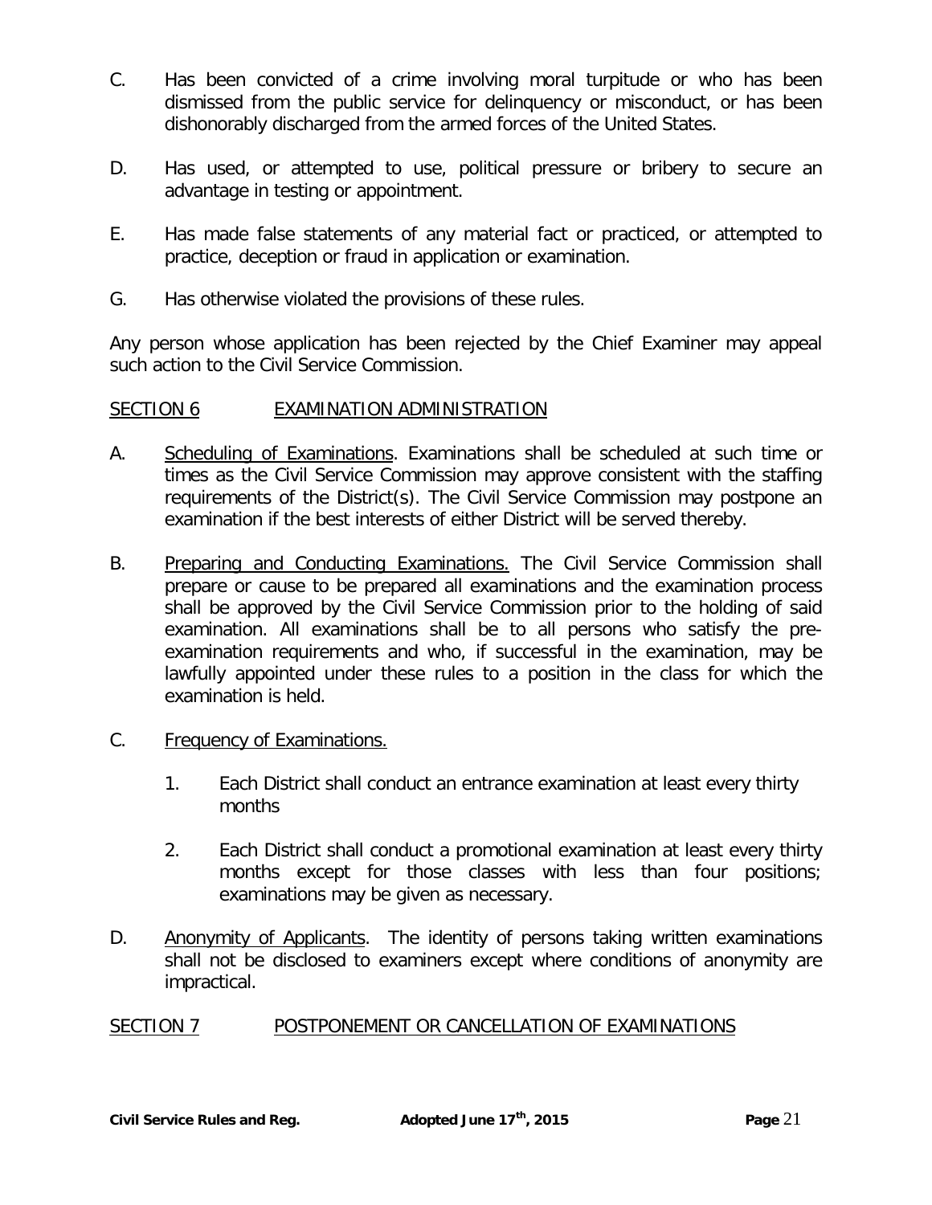C. Has been convicted of a crime involving moral turpitude or who has been dismissed from the public service for delinquency or misconduct, or has been dishonorably discharged from the armed forces of the United States.

D. Has used, or attempted to use, political pressure or bribery to secure an advantage in testing or appointment.

E. Has made false statements of any material fact or practiced, or attempted to practice, deception or fraud in application or examination.

G. Has otherwise violated the provisions of these rules.

Any person whose application has been rejected by the Chief Examiner may appeal such action to the Civil Service Commission.

## SECTION 6 EXAMINATION ADMINISTRATION

A. Scheduling of Examinations. Examinations shall be scheduled at such time or times as the Civil Service Commission may approve consistent with the staffing requirements of the District(s). The Civil Service Commission may postpone an examination if the best interests of either District will be served thereby.

B. Preparing and Conducting Examinations. The Civil Service Commission shall prepare or cause to be prepared all examinations and the examination process shall be approved by the Civil Service Commission prior to the holding of said examination. All examinations shall be to all persons who satisfy the pre-examination requirements and who, if successful in the examination, may be lawfully appointed under these rules to a position in the class for which the examination is held.

C. Frequency of Examinations.

   1. Each District shall conduct an entrance examination at least every thirty months

   2. Each District shall conduct a promotional examination at least every thirty months except for those classes with less than four positions; examinations may be given as necessary.

D. Anonymity of Applicants. The identity of persons taking written examinations shall not be disclosed to examiners except where conditions of anonymity are impractical.

## SECTION 7 POSTPONEMENT OR CANCELLATION OF EXAMINATIONS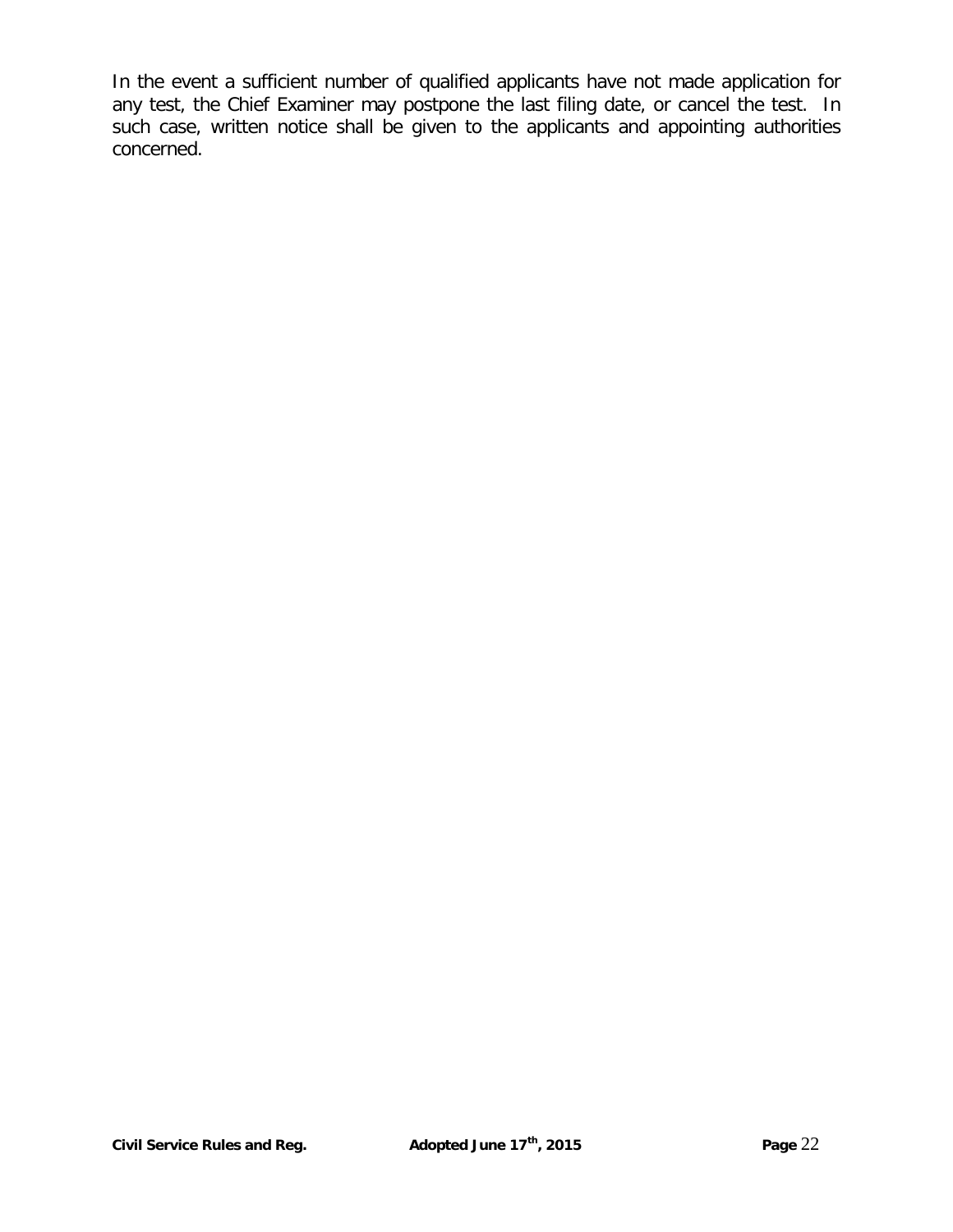In the event a sufficient number of qualified applicants have not made application for any test, the Chief Examiner may postpone the last filing date, or cancel the test. In such case, written notice shall be given to the applicants and appointing authorities concerned.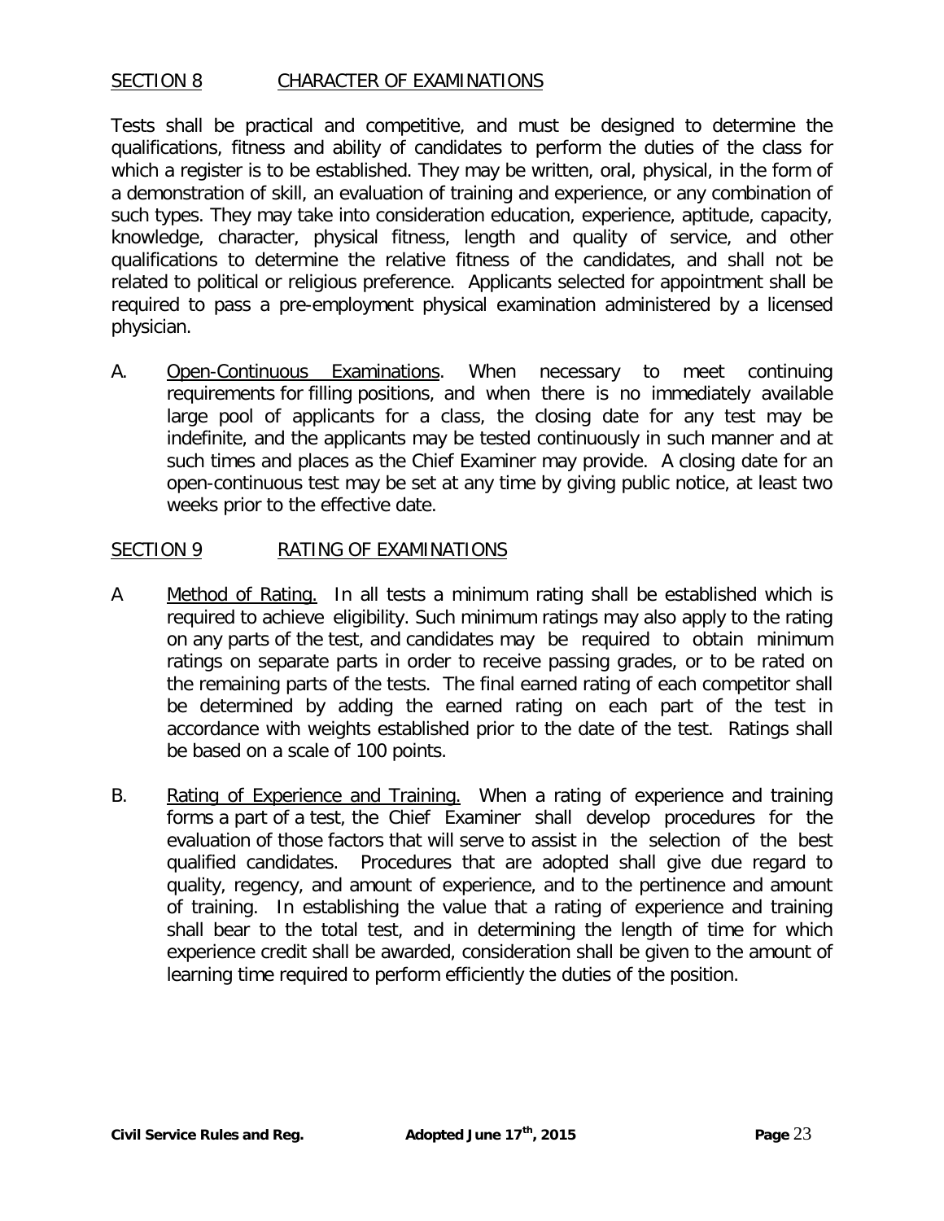## SECTION 8 CHARACTER OF EXAMINATIONS

Tests shall be practical and competitive, and must be designed to determine the qualifications, fitness and ability of candidates to perform the duties of the class for which a register is to be established. They may be written, oral, physical, in the form of a demonstration of skill, an evaluation of training and experience, or any combination of such types. They may take into consideration education, experience, aptitude, capacity, knowledge, character, physical fitness, length and quality of service, and other qualifications to determine the relative fitness of the candidates, and shall not be related to political or religious preference. Applicants selected for appointment shall be required to pass a pre-employment physical examination administered by a licensed physician.

A. Open-Continuous Examinations. When necessary to meet continuing requirements for filling positions, and when there is no immediately available large pool of applicants for a class, the closing date for any test may be indefinite, and the applicants may be tested continuously in such manner and at such times and places as the Chief Examiner may provide. A closing date for an open-continuous test may be set at any time by giving public notice, at least two weeks prior to the effective date.

## SECTION 9 RATING OF EXAMINATIONS

A Method of Rating. In all tests a minimum rating shall be established which is required to achieve eligibility. Such minimum ratings may also apply to the rating on any parts of the test, and candidates may be required to obtain minimum ratings on separate parts in order to receive passing grades, or to be rated on the remaining parts of the tests. The final earned rating of each competitor shall be determined by adding the earned rating on each part of the test in accordance with weights established prior to the date of the test. Ratings shall be based on a scale of 100 points.

B. Rating of Experience and Training. When a rating of experience and training forms a part of a test, the Chief Examiner shall develop procedures for the evaluation of those factors that will serve to assist in the selection of the best qualified candidates. Procedures that are adopted shall give due regard to quality, regency, and amount of experience, and to the pertinence and amount of training. In establishing the value that a rating of experience and training shall bear to the total test, and in determining the length of time for which experience credit shall be awarded, consideration shall be given to the amount of learning time required to perform efficiently the duties of the position.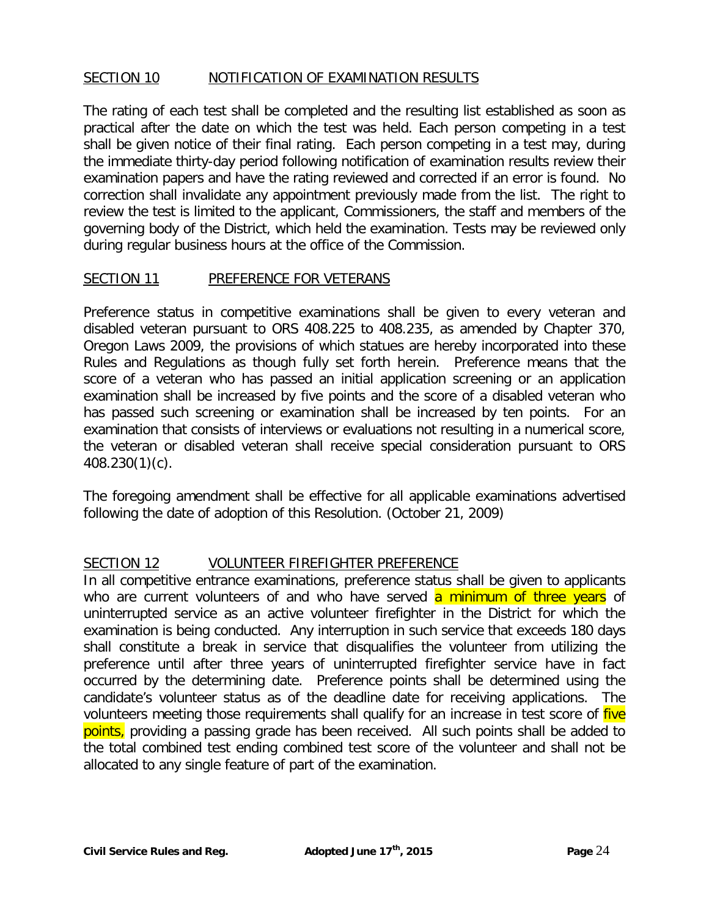## SECTION 10 NOTIFICATION OF EXAMINATION RESULTS

The rating of each test shall be completed and the resulting list established as soon as practical after the date on which the test was held. Each person competing in a test shall be given notice of their final rating. Each person competing in a test may, during the immediate thirty-day period following notification of examination results review their examination papers and have the rating reviewed and corrected if an error is found. No correction shall invalidate any appointment previously made from the list. The right to review the test is limited to the applicant, Commissioners, the staff and members of the governing body of the District, which held the examination. Tests may be reviewed only during regular business hours at the office of the Commission.

## SECTION 11 PREFERENCE FOR VETERANS

Preference status in competitive examinations shall be given to every veteran and disabled veteran pursuant to ORS 408.225 to 408.235, as amended by Chapter 370, Oregon Laws 2009, the provisions of which statues are hereby incorporated into these Rules and Regulations as though fully set forth herein. Preference means that the score of a veteran who has passed an initial application screening or an application examination shall be increased by five points and the score of a disabled veteran who has passed such screening or examination shall be increased by ten points. For an examination that consists of interviews or evaluations not resulting in a numerical score, the veteran or disabled veteran shall receive special consideration pursuant to ORS 408.230(1)(c).

The foregoing amendment shall be effective for all applicable examinations advertised following the date of adoption of this Resolution. (October 21, 2009)

## SECTION 12 VOLUNTEER FIREFIGHTER PREFERENCE

In all competitive entrance examinations, preference status shall be given to applicants who are current volunteers of and who have served a minimum of three years of uninterrupted service as an active volunteer firefighter in the District for which the examination is being conducted. Any interruption in such service that exceeds 180 days shall constitute a break in service that disqualifies the volunteer from utilizing the preference until after three years of uninterrupted firefighter service have in fact occurred by the determining date. Preference points shall be determined using the candidate's volunteer status as of the deadline date for receiving applications. The volunteers meeting those requirements shall qualify for an increase in test score of five points, providing a passing grade has been received. All such points shall be added to the total combined test ending combined test score of the volunteer and shall not be allocated to any single feature of part of the examination.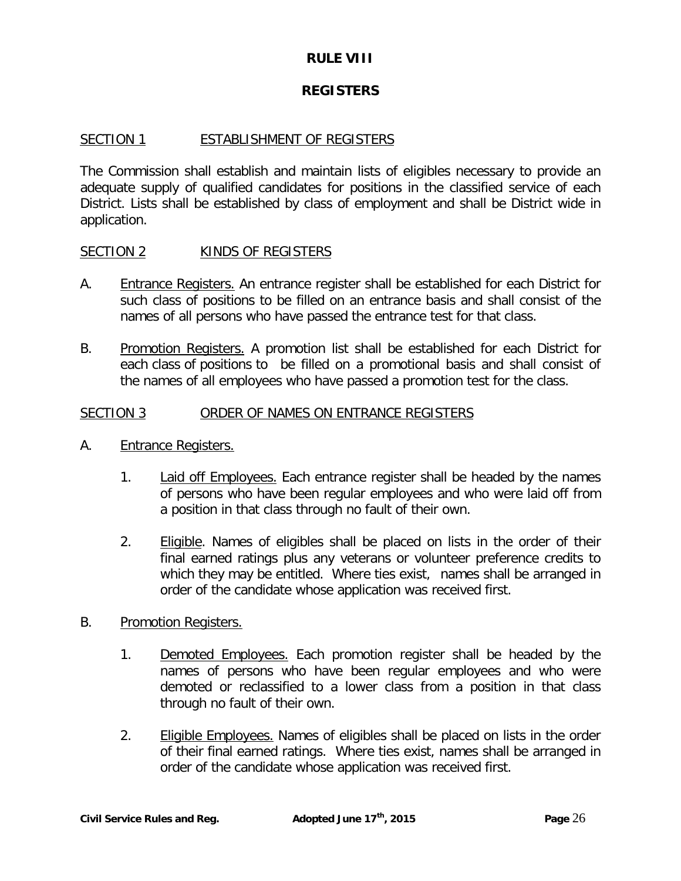# RULE VIII

# REGISTERS

## SECTION 1 ESTABLISHMENT OF REGISTERS

The Commission shall establish and maintain lists of eligibles necessary to provide an adequate supply of qualified candidates for positions in the classified service of each District. Lists shall be established by class of employment and shall be District wide in application.

## SECTION 2 KINDS OF REGISTERS

A. Entrance Registers. An entrance register shall be established for each District for such class of positions to be filled on an entrance basis and shall consist of the names of all persons who have passed the entrance test for that class.

B. Promotion Registers. A promotion list shall be established for each District for each class of positions to be filled on a promotional basis and shall consist of the names of all employees who have passed a promotion test for the class.

## SECTION 3 ORDER OF NAMES ON ENTRANCE REGISTERS

A. Entrance Registers.

1. Laid off Employees. Each entrance register shall be headed by the names of persons who have been regular employees and who were laid off from a position in that class through no fault of their own.

2. Eligible. Names of eligibles shall be placed on lists in the order of their final earned ratings plus any veterans or volunteer preference credits to which they may be entitled. Where ties exist, names shall be arranged in order of the candidate whose application was received first.

B. Promotion Registers.

1. Demoted Employees. Each promotion register shall be headed by the names of persons who have been regular employees and who were demoted or reclassified to a lower class from a position in that class through no fault of their own.

2. Eligible Employees. Names of eligibles shall be placed on lists in the order of their final earned ratings. Where ties exist, names shall be arranged in order of the candidate whose application was received first.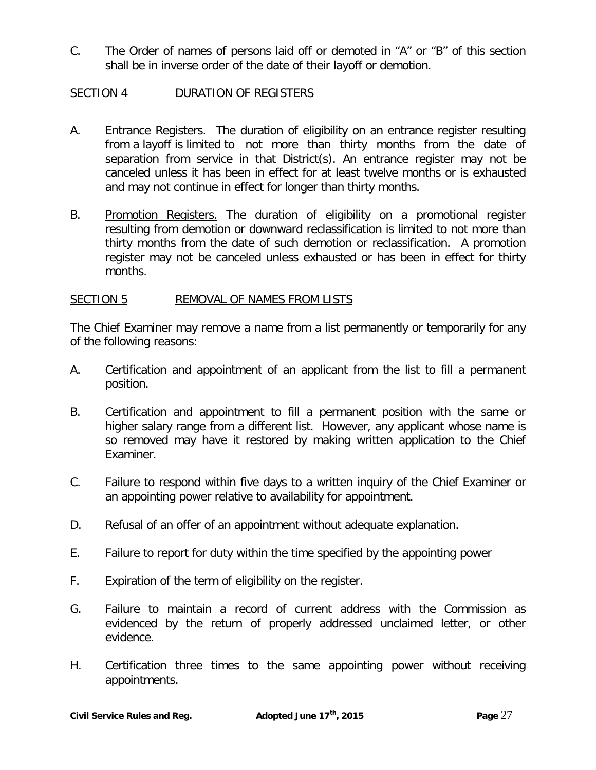C. The Order of names of persons laid off or demoted in “A” or “B” of this section shall be in inverse order of the date of their layoff or demotion.

## SECTION 4 DURATION OF REGISTERS

A. Entrance Registers. The duration of eligibility on an entrance register resulting from a layoff is limited to not more than thirty months from the date of separation from service in that District(s). An entrance register may not be canceled unless it has been in effect for at least twelve months or is exhausted and may not continue in effect for longer than thirty months.

B. Promotion Registers. The duration of eligibility on a promotional register resulting from demotion or downward reclassification is limited to not more than thirty months from the date of such demotion or reclassification. A promotion register may not be canceled unless exhausted or has been in effect for thirty months.

## SECTION 5 REMOVAL OF NAMES FROM LISTS

The Chief Examiner may remove a name from a list permanently or temporarily for any of the following reasons:

A. Certification and appointment of an applicant from the list to fill a permanent position.

B. Certification and appointment to fill a permanent position with the same or higher salary range from a different list. However, any applicant whose name is so removed may have it restored by making written application to the Chief Examiner.

C. Failure to respond within five days to a written inquiry of the Chief Examiner or an appointing power relative to availability for appointment.

D. Refusal of an offer of an appointment without adequate explanation.

E. Failure to report for duty within the time specified by the appointing power

F. Expiration of the term of eligibility on the register.

G. Failure to maintain a record of current address with the Commission as evidenced by the return of properly addressed unclaimed letter, or other evidence.

H. Certification three times to the same appointing power without receiving appointments.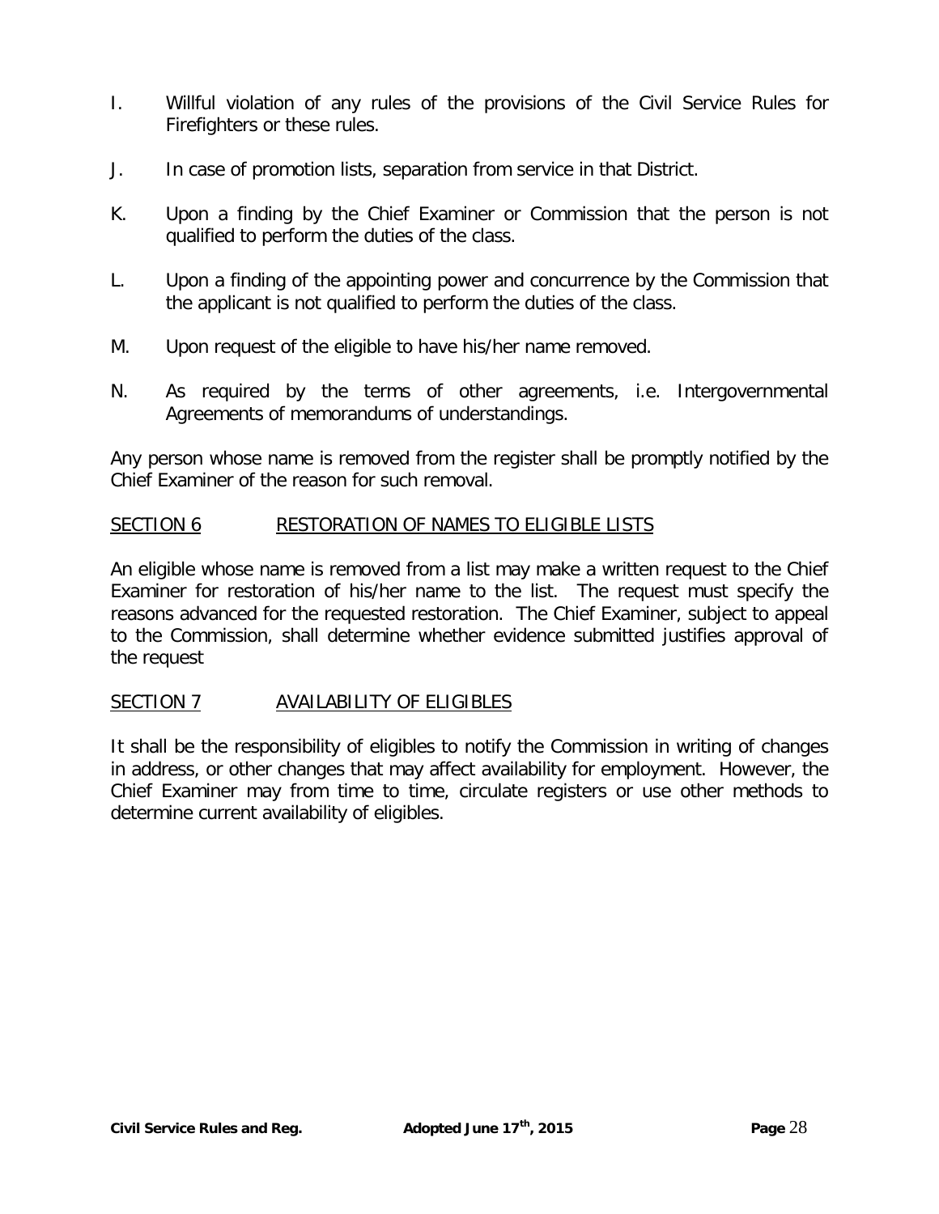I. Willful violation of any rules of the provisions of the Civil Service Rules for Firefighters or these rules.

J. In case of promotion lists, separation from service in that District.

K. Upon a finding by the Chief Examiner or Commission that the person is not qualified to perform the duties of the class.

L. Upon a finding of the appointing power and concurrence by the Commission that the applicant is not qualified to perform the duties of the class.

M. Upon request of the eligible to have his/her name removed.

N. As required by the terms of other agreements, i.e. Intergovernmental Agreements of memorandums of understandings.

Any person whose name is removed from the register shall be promptly notified by the Chief Examiner of the reason for such removal.

## SECTION 6 RESTORATION OF NAMES TO ELIGIBLE LISTS

An eligible whose name is removed from a list may make a written request to the Chief Examiner for restoration of his/her name to the list. The request must specify the reasons advanced for the requested restoration. The Chief Examiner, subject to appeal to the Commission, shall determine whether evidence submitted justifies approval of the request

## SECTION 7 AVAILABILITY OF ELIGIBLES

It shall be the responsibility of eligibles to notify the Commission in writing of changes in address, or other changes that may affect availability for employment. However, the Chief Examiner may from time to time, circulate registers or use other methods to determine current availability of eligibles.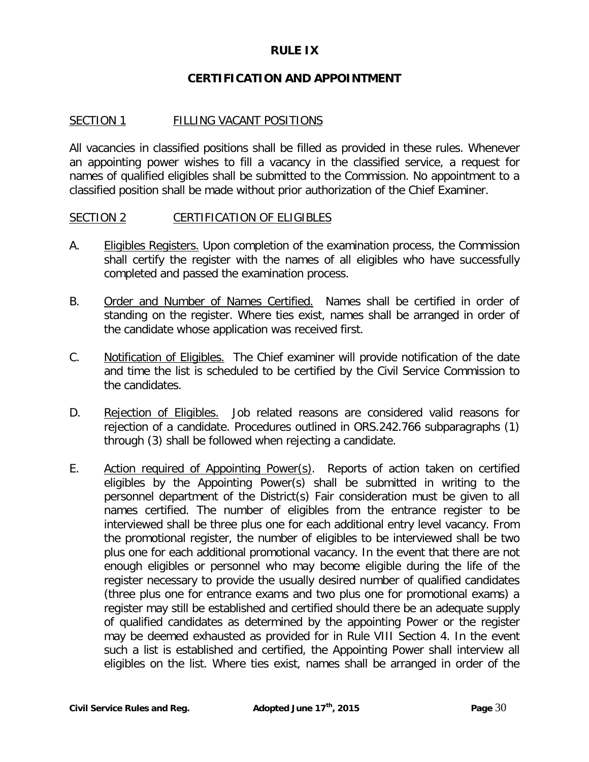# RULE IX

## CERTIFICATION AND APPOINTMENT

### SECTION 1 FILLING VACANT POSITIONS

All vacancies in classified positions shall be filled as provided in these rules. Whenever an appointing power wishes to fill a vacancy in the classified service, a request for names of qualified eligibles shall be submitted to the Commission. No appointment to a classified position shall be made without prior authorization of the Chief Examiner.

### SECTION 2 CERTIFICATION OF ELIGIBLES

A. Eligibles Registers. Upon completion of the examination process, the Commission shall certify the register with the names of all eligibles who have successfully completed and passed the examination process.

B. Order and Number of Names Certified. Names shall be certified in order of standing on the register. Where ties exist, names shall be arranged in order of the candidate whose application was received first.

C. Notification of Eligibles. The Chief examiner will provide notification of the date and time the list is scheduled to be certified by the Civil Service Commission to the candidates.

D. Rejection of Eligibles. Job related reasons are considered valid reasons for rejection of a candidate. Procedures outlined in ORS.242.766 subparagraphs (1) through (3) shall be followed when rejecting a candidate.

E. Action required of Appointing Power(s). Reports of action taken on certified eligibles by the Appointing Power(s) shall be submitted in writing to the personnel department of the District(s) Fair consideration must be given to all names certified. The number of eligibles from the entrance register to be interviewed shall be three plus one for each additional entry level vacancy. From the promotional register, the number of eligibles to be interviewed shall be two plus one for each additional promotional vacancy. In the event that there are not enough eligibles or personnel who may become eligible during the life of the register necessary to provide the usually desired number of qualified candidates (three plus one for entrance exams and two plus one for promotional exams) a register may still be established and certified should there be an adequate supply of qualified candidates as determined by the appointing Power or the register may be deemed exhausted as provided for in Rule VIII Section 4. In the event such a list is established and certified, the Appointing Power shall interview all eligibles on the list. Where ties exist, names shall be arranged in order of the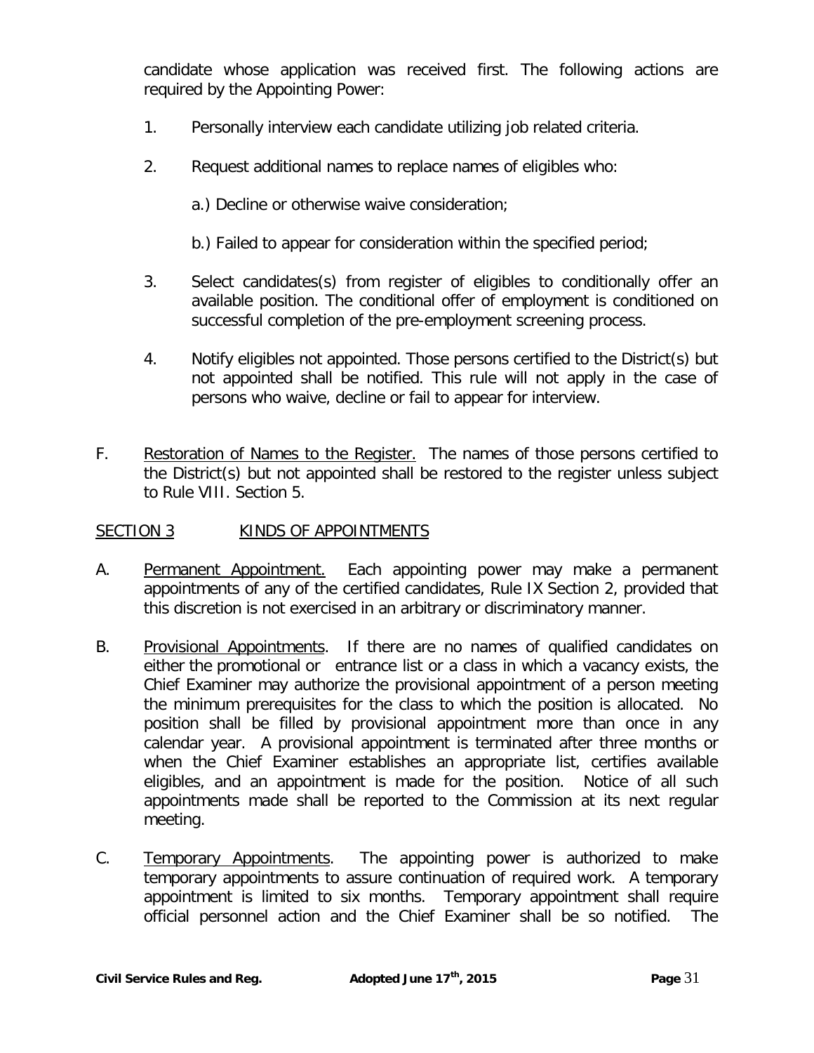candidate whose application was received first. The following actions are required by the Appointing Power:

1. Personally interview each candidate utilizing job related criteria.

2. Request additional names to replace names of eligibles who:

   a.) Decline or otherwise waive consideration;

   b.) Failed to appear for consideration within the specified period;

3. Select candidates(s) from register of eligibles to conditionally offer an available position. The conditional offer of employment is conditioned on successful completion of the pre-employment screening process.

4. Notify eligibles not appointed. Those persons certified to the District(s) but not appointed shall be notified. This rule will not apply in the case of persons who waive, decline or fail to appear for interview.

F. Restoration of Names to the Register. The names of those persons certified to the District(s) but not appointed shall be restored to the register unless subject to Rule VIII. Section 5.

## SECTION 3 KINDS OF APPOINTMENTS

A. Permanent Appointment. Each appointing power may make a permanent appointments of any of the certified candidates, Rule IX Section 2, provided that this discretion is not exercised in an arbitrary or discriminatory manner.

B. Provisional Appointments. If there are no names of qualified candidates on either the promotional or entrance list or a class in which a vacancy exists, the Chief Examiner may authorize the provisional appointment of a person meeting the minimum prerequisites for the class to which the position is allocated. No position shall be filled by provisional appointment more than once in any calendar year. A provisional appointment is terminated after three months or when the Chief Examiner establishes an appropriate list, certifies available eligibles, and an appointment is made for the position. Notice of all such appointments made shall be reported to the Commission at its next regular meeting.

C. Temporary Appointments. The appointing power is authorized to make temporary appointments to assure continuation of required work. A temporary appointment is limited to six months. Temporary appointment shall require official personnel action and the Chief Examiner shall be so notified. The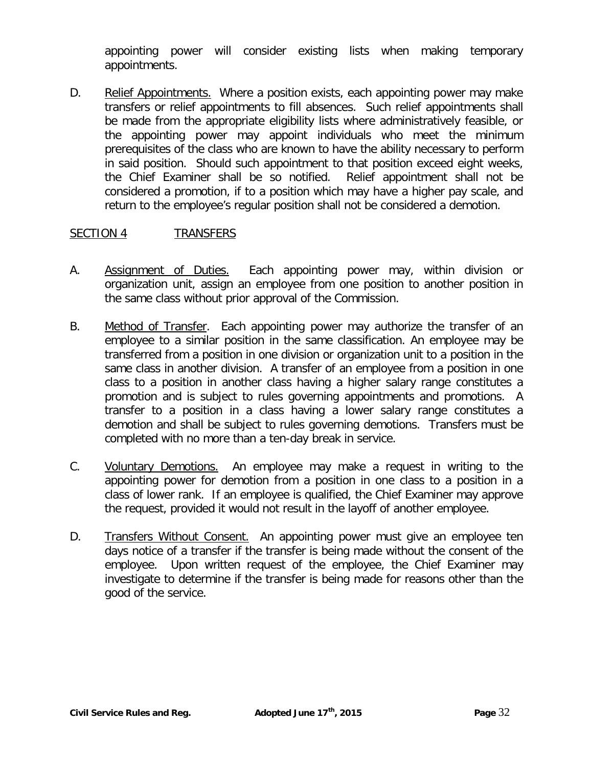appointing power will consider existing lists when making temporary appointments.

D. Relief Appointments. Where a position exists, each appointing power may make transfers or relief appointments to fill absences. Such relief appointments shall be made from the appropriate eligibility lists where administratively feasible, or the appointing power may appoint individuals who meet the minimum prerequisites of the class who are known to have the ability necessary to perform in said position. Should such appointment to that position exceed eight weeks, the Chief Examiner shall be so notified. Relief appointment shall not be considered a promotion, if to a position which may have a higher pay scale, and return to the employee's regular position shall not be considered a demotion.

## SECTION 4 TRANSFERS

A. Assignment of Duties. Each appointing power may, within division or organization unit, assign an employee from one position to another position in the same class without prior approval of the Commission.

B. Method of Transfer. Each appointing power may authorize the transfer of an employee to a similar position in the same classification. An employee may be transferred from a position in one division or organization unit to a position in the same class in another division. A transfer of an employee from a position in one class to a position in another class having a higher salary range constitutes a promotion and is subject to rules governing appointments and promotions. A transfer to a position in a class having a lower salary range constitutes a demotion and shall be subject to rules governing demotions. Transfers must be completed with no more than a ten-day break in service.

C. Voluntary Demotions. An employee may make a request in writing to the appointing power for demotion from a position in one class to a position in a class of lower rank. If an employee is qualified, the Chief Examiner may approve the request, provided it would not result in the layoff of another employee.

D. Transfers Without Consent. An appointing power must give an employee ten days notice of a transfer if the transfer is being made without the consent of the employee. Upon written request of the employee, the Chief Examiner may investigate to determine if the transfer is being made for reasons other than the good of the service.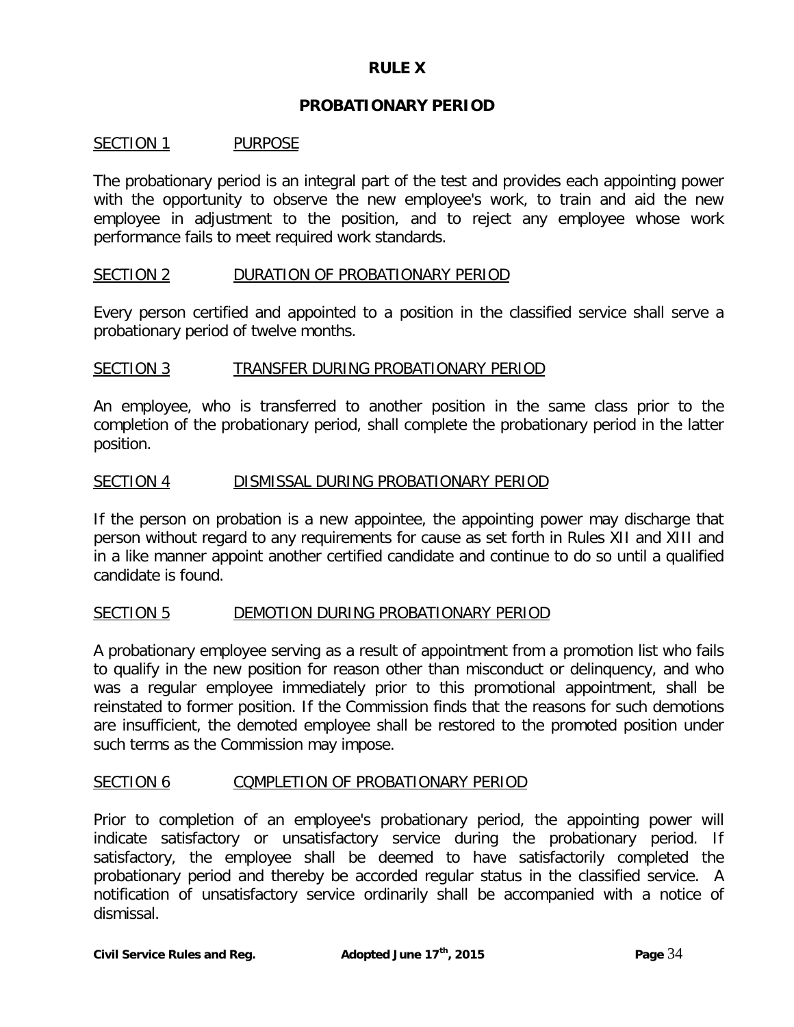# RULE X

## PROBATIONARY PERIOD

### SECTION 1 PURPOSE

The probationary period is an integral part of the test and provides each appointing power with the opportunity to observe the new employee's work, to train and aid the new employee in adjustment to the position, and to reject any employee whose work performance fails to meet required work standards.

### SECTION 2 DURATION OF PROBATIONARY PERIOD

Every person certified and appointed to a position in the classified service shall serve a probationary period of twelve months.

### SECTION 3 TRANSFER DURING PROBATIONARY PERIOD

An employee, who is transferred to another position in the same class prior to the completion of the probationary period, shall complete the probationary period in the latter position.

### SECTION 4 DISMISSAL DURING PROBATIONARY PERIOD

If the person on probation is a new appointee, the appointing power may discharge that person without regard to any requirements for cause as set forth in Rules XII and XIII and in a like manner appoint another certified candidate and continue to do so until a qualified candidate is found.

### SECTION 5 DEMOTION DURING PROBATIONARY PERIOD

A probationary employee serving as a result of appointment from a promotion list who fails to qualify in the new position for reason other than misconduct or delinquency, and who was a regular employee immediately prior to this promotional appointment, shall be reinstated to former position. If the Commission finds that the reasons for such demotions are insufficient, the demoted employee shall be restored to the promoted position under such terms as the Commission may impose.

### SECTION 6 COMPLETION OF PROBATIONARY PERIOD

Prior to completion of an employee's probationary period, the appointing power will indicate satisfactory or unsatisfactory service during the probationary period. If satisfactory, the employee shall be deemed to have satisfactorily completed the probationary period and thereby be accorded regular status in the classified service. A notification of unsatisfactory service ordinarily shall be accompanied with a notice of dismissal.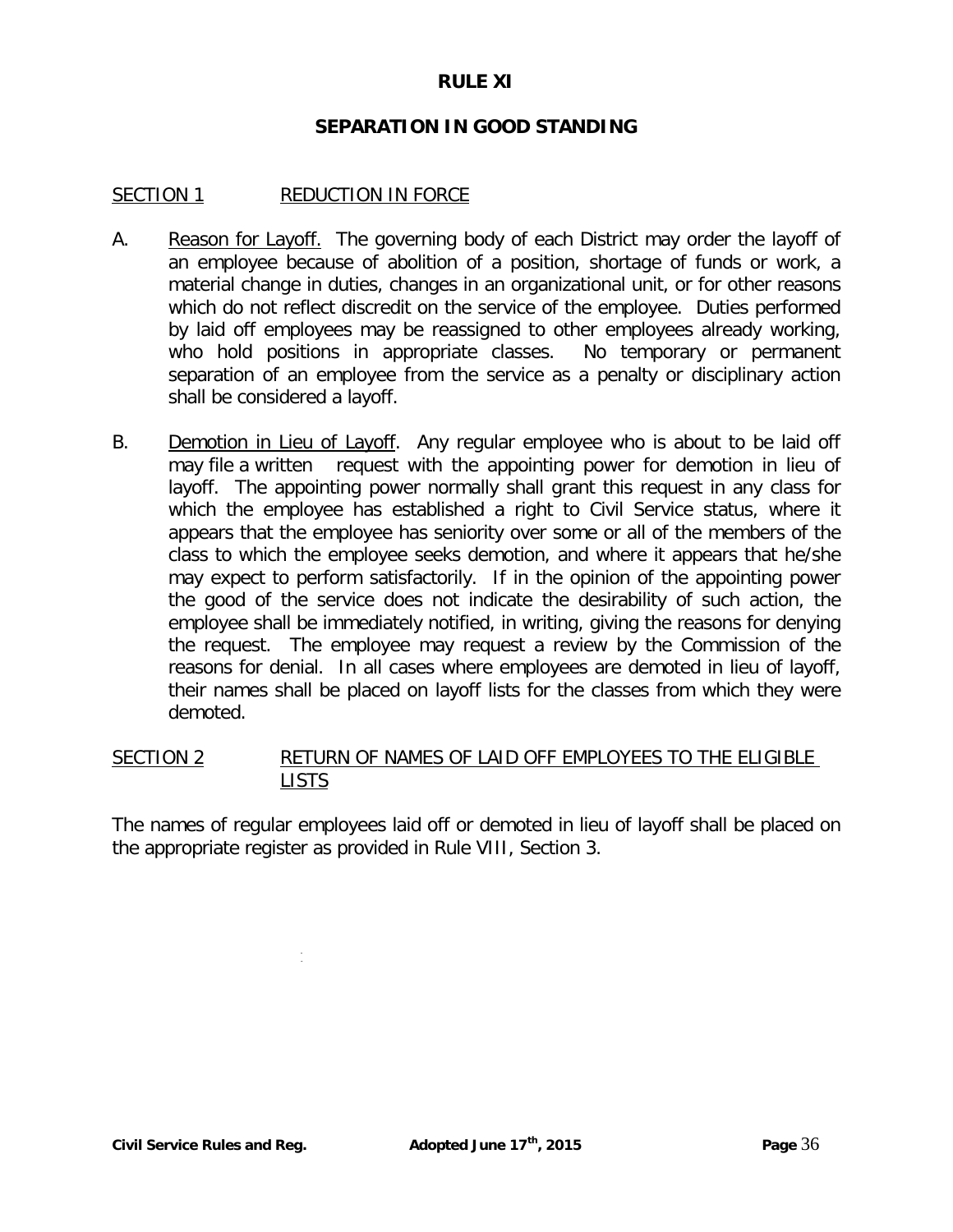# RULE XI

## SEPARATION IN GOOD STANDING

### SECTION 1 REDUCTION IN FORCE

A. Reason for Layoff. The governing body of each District may order the layoff of an employee because of abolition of a position, shortage of funds or work, a material change in duties, changes in an organizational unit, or for other reasons which do not reflect discredit on the service of the employee. Duties performed by laid off employees may be reassigned to other employees already working, who hold positions in appropriate classes. No temporary or permanent separation of an employee from the service as a penalty or disciplinary action shall be considered a layoff.

B. Demotion in Lieu of Layoff. Any regular employee who is about to be laid off may file a written request with the appointing power for demotion in lieu of layoff. The appointing power normally shall grant this request in any class for which the employee has established a right to Civil Service status, where it appears that the employee has seniority over some or all of the members of the class to which the employee seeks demotion, and where it appears that he/she may expect to perform satisfactorily. If in the opinion of the appointing power the good of the service does not indicate the desirability of such action, the employee shall be immediately notified, in writing, giving the reasons for denying the request. The employee may request a review by the Commission of the reasons for denial. In all cases where employees are demoted in lieu of layoff, their names shall be placed on layoff lists for the classes from which they were demoted.

### SECTION 2 RETURN OF NAMES OF LAID OFF EMPLOYEES TO THE ELIGIBLE LISTS

The names of regular employees laid off or demoted in lieu of layoff shall be placed on the appropriate register as provided in Rule VIII, Section 3.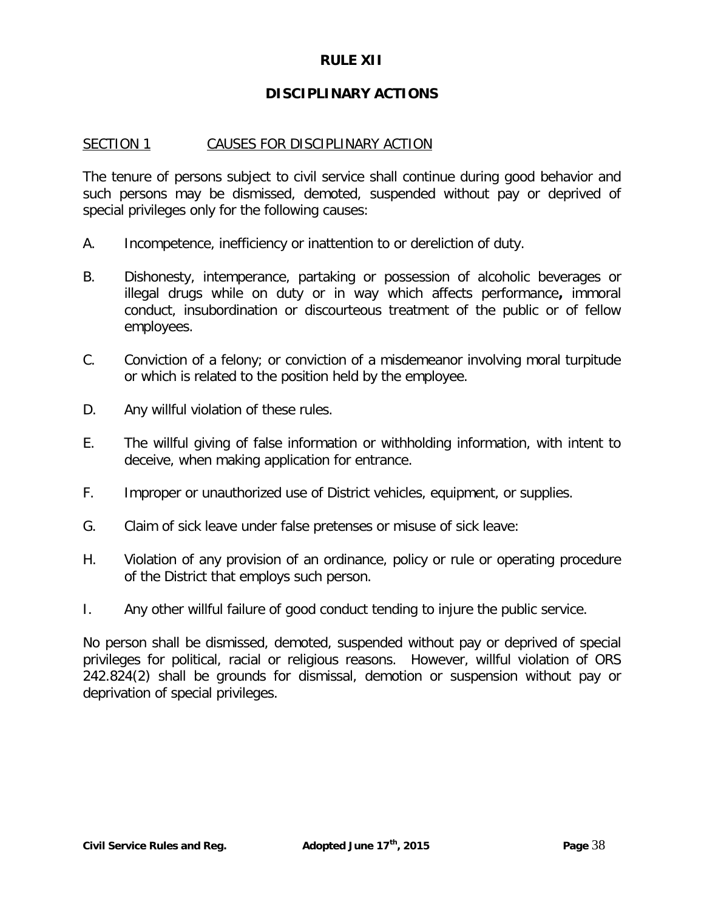# RULE XII

## DISCIPLINARY ACTIONS

### SECTION 1 CAUSES FOR DISCIPLINARY ACTION

The tenure of persons subject to civil service shall continue during good behavior and such persons may be dismissed, demoted, suspended without pay or deprived of special privileges only for the following causes:

A. Incompetence, inefficiency or inattention to or dereliction of duty.

B. Dishonesty, intemperance, partaking or possession of alcoholic beverages or illegal drugs while on duty or in way which affects performance**,** immoral conduct, insubordination or discourteous treatment of the public or of fellow employees.

C. Conviction of a felony; or conviction of a misdemeanor involving moral turpitude or which is related to the position held by the employee.

D. Any willful violation of these rules.

E. The willful giving of false information or withholding information, with intent to deceive, when making application for entrance.

F. Improper or unauthorized use of District vehicles, equipment, or supplies.

G. Claim of sick leave under false pretenses or misuse of sick leave:

H. Violation of any provision of an ordinance, policy or rule or operating procedure of the District that employs such person.

I. Any other willful failure of good conduct tending to injure the public service.

No person shall be dismissed, demoted, suspended without pay or deprived of special privileges for political, racial or religious reasons. However, willful violation of ORS 242.824(2) shall be grounds for dismissal, demotion or suspension without pay or deprivation of special privileges.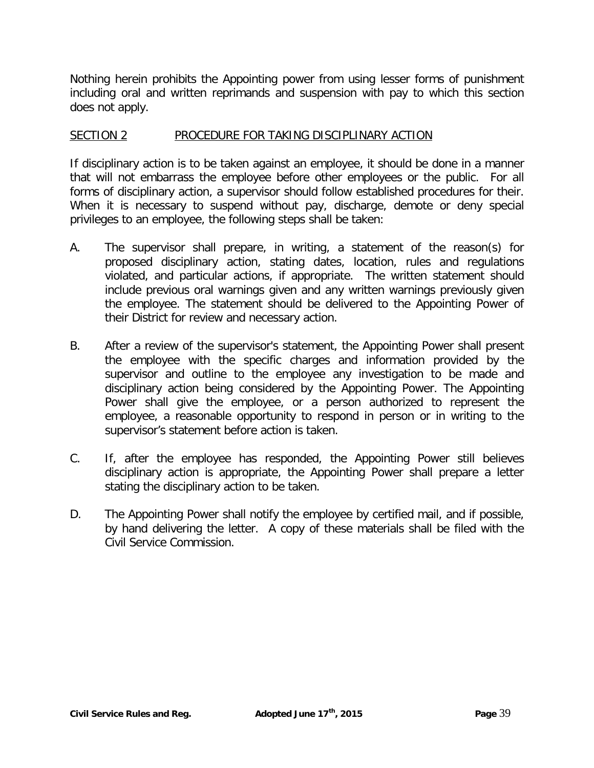Nothing herein prohibits the Appointing power from using lesser forms of punishment including oral and written reprimands and suspension with pay to which this section does not apply.

## SECTION 2 PROCEDURE FOR TAKING DISCIPLINARY ACTION

If disciplinary action is to be taken against an employee, it should be done in a manner that will not embarrass the employee before other employees or the public. For all forms of disciplinary action, a supervisor should follow established procedures for their. When it is necessary to suspend without pay, discharge, demote or deny special privileges to an employee, the following steps shall be taken:

A. The supervisor shall prepare, in writing, a statement of the reason(s) for proposed disciplinary action, stating dates, location, rules and regulations violated, and particular actions, if appropriate. The written statement should include previous oral warnings given and any written warnings previously given the employee. The statement should be delivered to the Appointing Power of their District for review and necessary action.

B. After a review of the supervisor's statement, the Appointing Power shall present the employee with the specific charges and information provided by the supervisor and outline to the employee any investigation to be made and disciplinary action being considered by the Appointing Power. The Appointing Power shall give the employee, or a person authorized to represent the employee, a reasonable opportunity to respond in person or in writing to the supervisor's statement before action is taken.

C. If, after the employee has responded, the Appointing Power still believes disciplinary action is appropriate, the Appointing Power shall prepare a letter stating the disciplinary action to be taken.

D. The Appointing Power shall notify the employee by certified mail, and if possible, by hand delivering the letter. A copy of these materials shall be filed with the Civil Service Commission.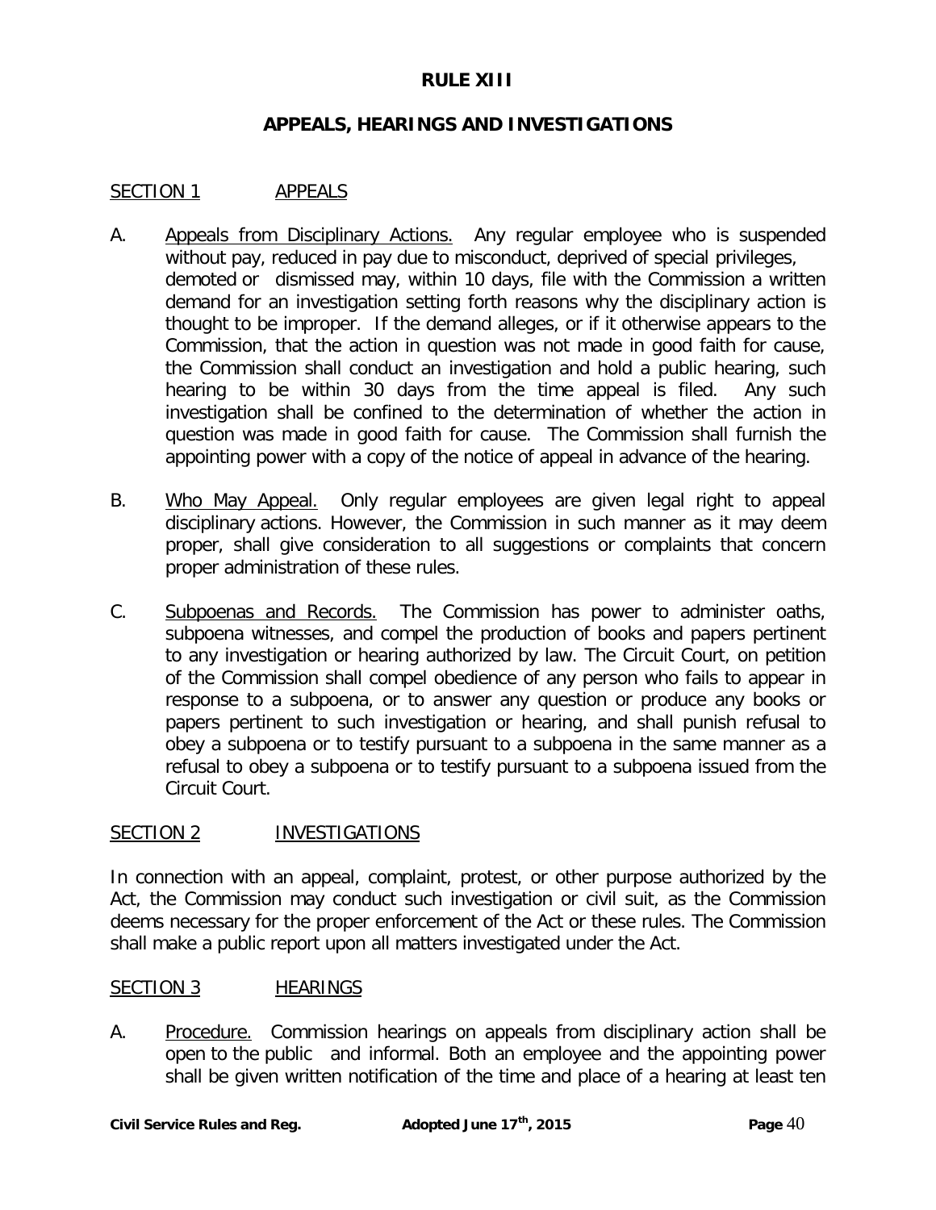# RULE XIII

## APPEALS, HEARINGS AND INVESTIGATIONS

### SECTION 1 APPEALS

A. Appeals from Disciplinary Actions. Any regular employee who is suspended without pay, reduced in pay due to misconduct, deprived of special privileges, demoted or dismissed may, within 10 days, file with the Commission a written demand for an investigation setting forth reasons why the disciplinary action is thought to be improper. If the demand alleges, or if it otherwise appears to the Commission, that the action in question was not made in good faith for cause, the Commission shall conduct an investigation and hold a public hearing, such hearing to be within 30 days from the time appeal is filed. Any such investigation shall be confined to the determination of whether the action in question was made in good faith for cause. The Commission shall furnish the appointing power with a copy of the notice of appeal in advance of the hearing.

B. Who May Appeal. Only regular employees are given legal right to appeal disciplinary actions. However, the Commission in such manner as it may deem proper, shall give consideration to all suggestions or complaints that concern proper administration of these rules.

C. Subpoenas and Records. The Commission has power to administer oaths, subpoena witnesses, and compel the production of books and papers pertinent to any investigation or hearing authorized by law. The Circuit Court, on petition of the Commission shall compel obedience of any person who fails to appear in response to a subpoena, or to answer any question or produce any books or papers pertinent to such investigation or hearing, and shall punish refusal to obey a subpoena or to testify pursuant to a subpoena in the same manner as a refusal to obey a subpoena or to testify pursuant to a subpoena issued from the Circuit Court.

### SECTION 2 INVESTIGATIONS

In connection with an appeal, complaint, protest, or other purpose authorized by the Act, the Commission may conduct such investigation or civil suit, as the Commission deems necessary for the proper enforcement of the Act or these rules. The Commission shall make a public report upon all matters investigated under the Act.

### SECTION 3 HEARINGS

A. Procedure. Commission hearings on appeals from disciplinary action shall be open to the public and informal. Both an employee and the appointing power shall be given written notification of the time and place of a hearing at least ten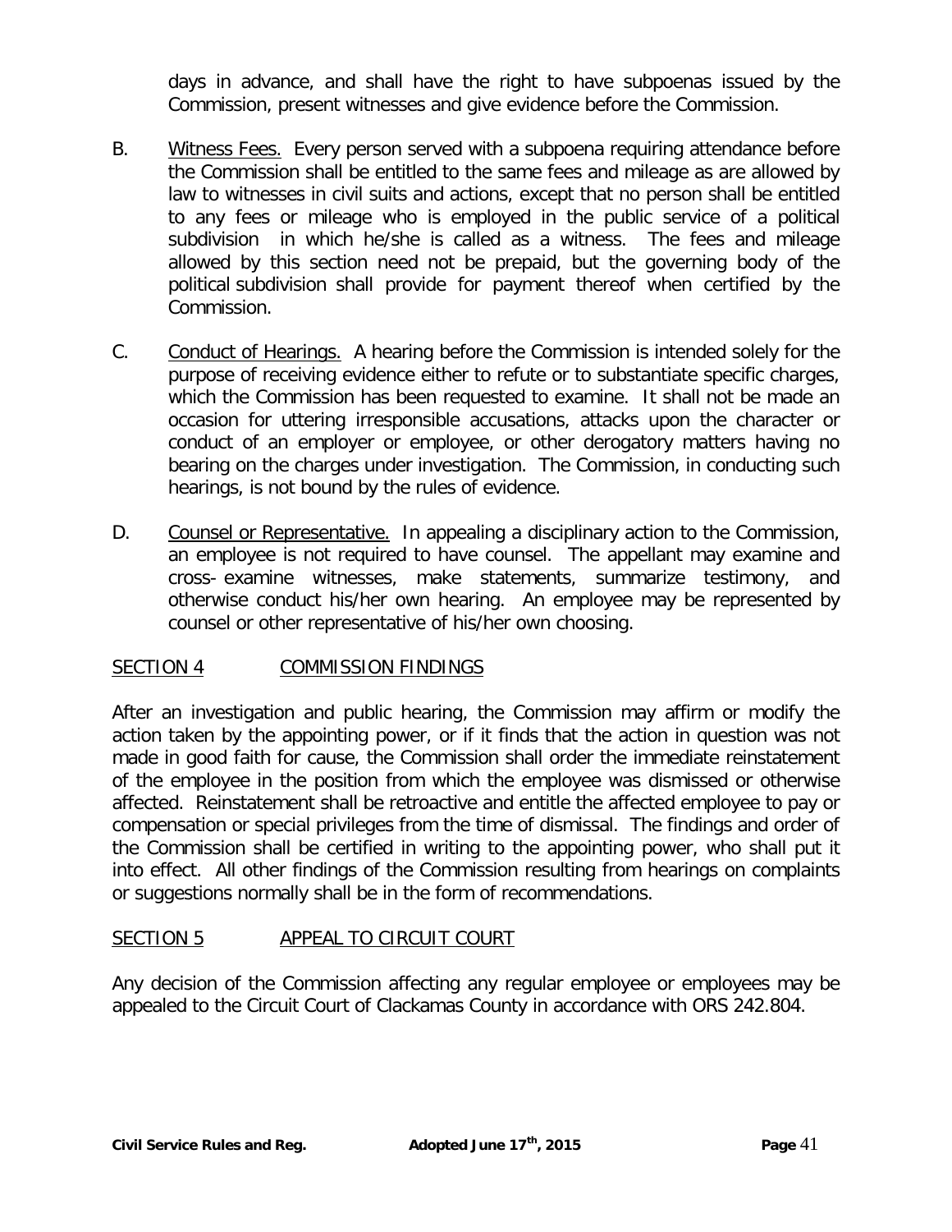days in advance, and shall have the right to have subpoenas issued by the Commission, present witnesses and give evidence before the Commission.

B. <u>Witness Fees.</u> Every person served with a subpoena requiring attendance before the Commission shall be entitled to the same fees and mileage as are allowed by law to witnesses in civil suits and actions, except that no person shall be entitled to any fees or mileage who is employed in the public service of a political subdivision in which he/she is called as a witness. The fees and mileage allowed by this section need not be prepaid, but the governing body of the political subdivision shall provide for payment thereof when certified by the Commission.

C. <u>Conduct of Hearings.</u> A hearing before the Commission is intended solely for the purpose of receiving evidence either to refute or to substantiate specific charges, which the Commission has been requested to examine. It shall not be made an occasion for uttering irresponsible accusations, attacks upon the character or conduct of an employer or employee, or other derogatory matters having no bearing on the charges under investigation. The Commission, in conducting such hearings, is not bound by the rules of evidence.

D. <u>Counsel or Representative.</u> In appealing a disciplinary action to the Commission, an employee is not required to have counsel. The appellant may examine and cross- examine witnesses, make statements, summarize testimony, and otherwise conduct his/her own hearing. An employee may be represented by counsel or other representative of his/her own choosing.

## <u>SECTION 4</u> <u>COMMISSION FINDINGS</u>

After an investigation and public hearing, the Commission may affirm or modify the action taken by the appointing power, or if it finds that the action in question was not made in good faith for cause, the Commission shall order the immediate reinstatement of the employee in the position from which the employee was dismissed or otherwise affected. Reinstatement shall be retroactive and entitle the affected employee to pay or compensation or special privileges from the time of dismissal. The findings and order of the Commission shall be certified in writing to the appointing power, who shall put it into effect. All other findings of the Commission resulting from hearings on complaints or suggestions normally shall be in the form of recommendations.

## <u>SECTION 5</u> <u>APPEAL TO CIRCUIT COURT</u>

Any decision of the Commission affecting any regular employee or employees may be appealed to the Circuit Court of Clackamas County in accordance with ORS 242.804.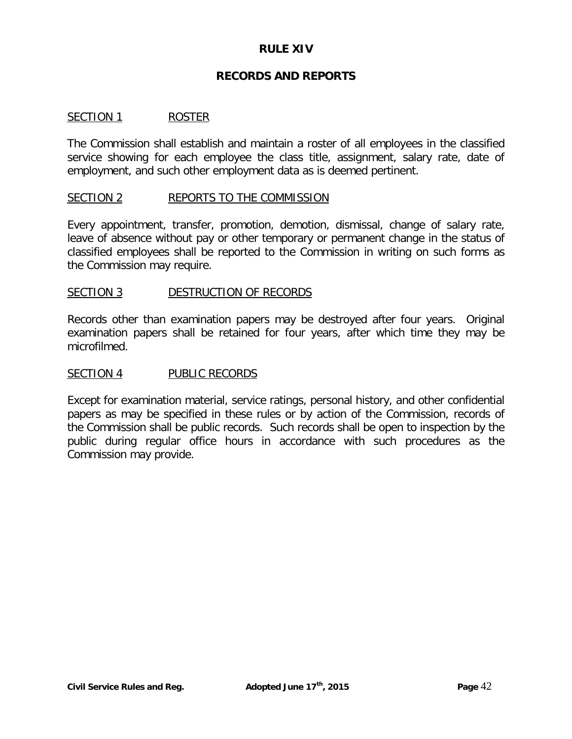# RULE XIV

## RECORDS AND REPORTS

### SECTION 1 ROSTER

The Commission shall establish and maintain a roster of all employees in the classified service showing for each employee the class title, assignment, salary rate, date of employment, and such other employment data as is deemed pertinent.

### SECTION 2 REPORTS TO THE COMMISSION

Every appointment, transfer, promotion, demotion, dismissal, change of salary rate, leave of absence without pay or other temporary or permanent change in the status of classified employees shall be reported to the Commission in writing on such forms as the Commission may require.

### SECTION 3 DESTRUCTION OF RECORDS

Records other than examination papers may be destroyed after four years. Original examination papers shall be retained for four years, after which time they may be microfilmed.

### SECTION 4 PUBLIC RECORDS

Except for examination material, service ratings, personal history, and other confidential papers as may be specified in these rules or by action of the Commission, records of the Commission shall be public records. Such records shall be open to inspection by the public during regular office hours in accordance with such procedures as the Commission may provide.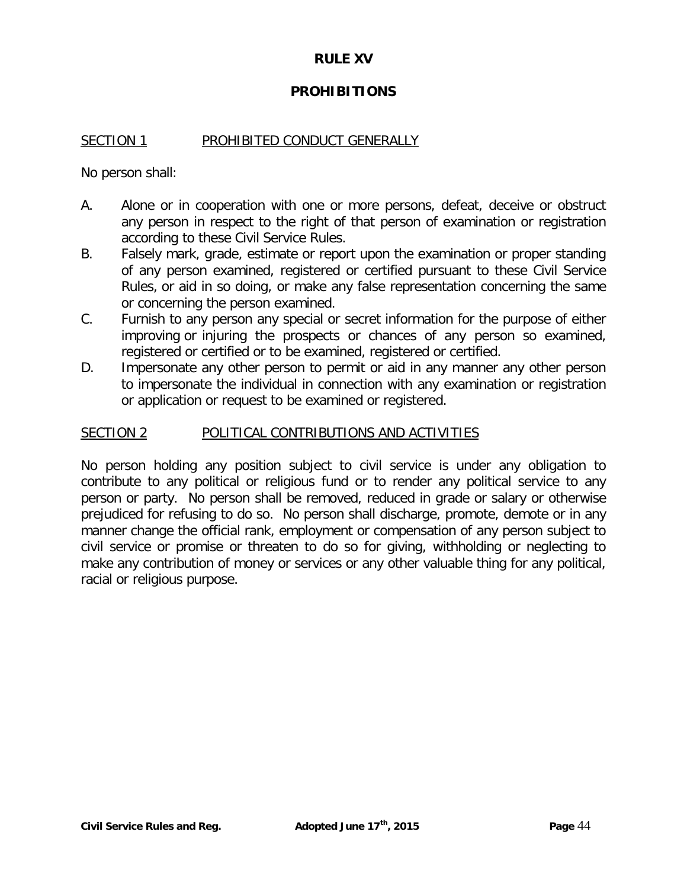# RULE XV

## PROHIBITIONS

### SECTION 1 PROHIBITED CONDUCT GENERALLY

No person shall:

A. Alone or in cooperation with one or more persons, defeat, deceive or obstruct any person in respect to the right of that person of examination or registration according to these Civil Service Rules.
B. Falsely mark, grade, estimate or report upon the examination or proper standing of any person examined, registered or certified pursuant to these Civil Service Rules, or aid in so doing, or make any false representation concerning the same or concerning the person examined.
C. Furnish to any person any special or secret information for the purpose of either improving or injuring the prospects or chances of any person so examined, registered or certified or to be examined, registered or certified.
D. Impersonate any other person to permit or aid in any manner any other person to impersonate the individual in connection with any examination or registration or application or request to be examined or registered.

### SECTION 2 POLITICAL CONTRIBUTIONS AND ACTIVITIES

No person holding any position subject to civil service is under any obligation to contribute to any political or religious fund or to render any political service to any person or party. No person shall be removed, reduced in grade or salary or otherwise prejudiced for refusing to do so. No person shall discharge, promote, demote or in any manner change the official rank, employment or compensation of any person subject to civil service or promise or threaten to do so for giving, withholding or neglecting to make any contribution of money or services or any other valuable thing for any political, racial or religious purpose.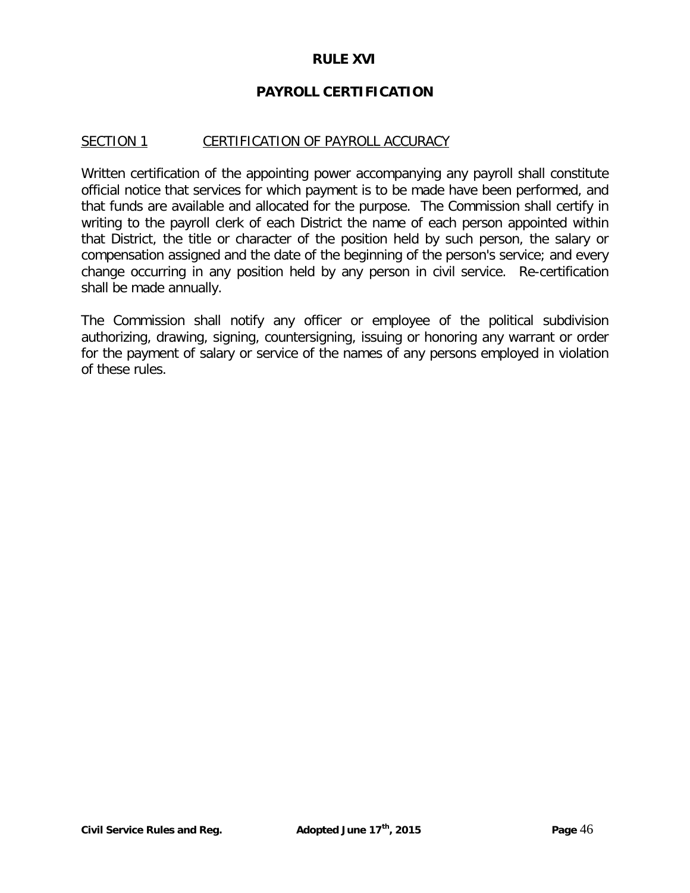# RULE XVI

## PAYROLL CERTIFICATION

### SECTION 1 CERTIFICATION OF PAYROLL ACCURACY

Written certification of the appointing power accompanying any payroll shall constitute official notice that services for which payment is to be made have been performed, and that funds are available and allocated for the purpose. The Commission shall certify in writing to the payroll clerk of each District the name of each person appointed within that District, the title or character of the position held by such person, the salary or compensation assigned and the date of the beginning of the person's service; and every change occurring in any position held by any person in civil service. Re-certification shall be made annually.

The Commission shall notify any officer or employee of the political subdivision authorizing, drawing, signing, countersigning, issuing or honoring any warrant or order for the payment of salary or service of the names of any persons employed in violation of these rules.